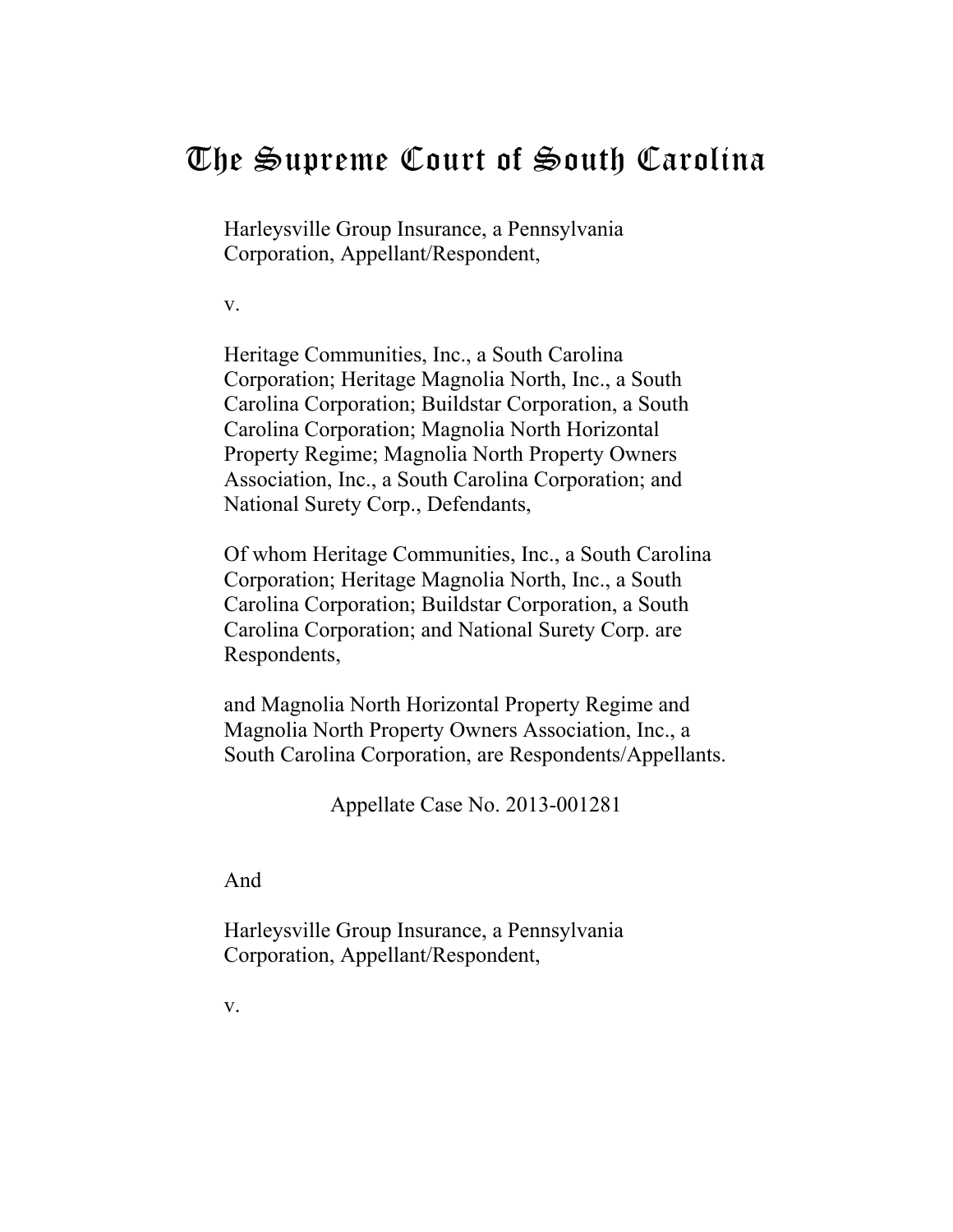# The Supreme Court of South Carolina

Harleysville Group Insurance, a Pennsylvania Corporation, Appellant/Respondent,

v.

Heritage Communities, Inc., a South Carolina Corporation; Heritage Magnolia North, Inc., a South Carolina Corporation; Buildstar Corporation, a South Carolina Corporation; Magnolia North Horizontal Property Regime; Magnolia North Property Owners Association, Inc., a South Carolina Corporation; and National Surety Corp., Defendants,

Of whom Heritage Communities, Inc., a South Carolina Corporation; Heritage Magnolia North, Inc., a South Carolina Corporation; Buildstar Corporation, a South Carolina Corporation; and National Surety Corp. are Respondents,

and Magnolia North Horizontal Property Regime and Magnolia North Property Owners Association, Inc., a South Carolina Corporation, are Respondents/Appellants.

Appellate Case No. 2013-001281

And

Harleysville Group Insurance, a Pennsylvania Corporation, Appellant/Respondent,

v.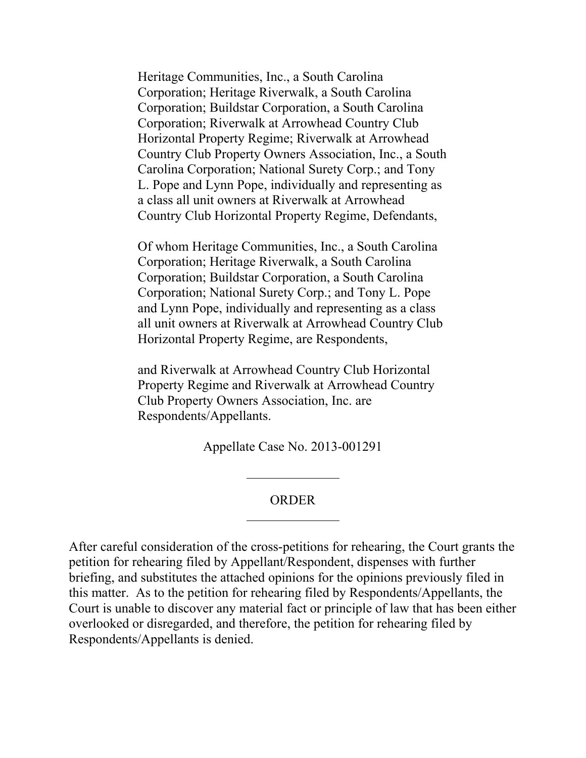Heritage Communities, Inc., a South Carolina Corporation; Heritage Riverwalk, a South Carolina Corporation; Buildstar Corporation, a South Carolina Corporation; Riverwalk at Arrowhead Country Club Horizontal Property Regime; Riverwalk at Arrowhead Country Club Property Owners Association, Inc., a South Carolina Corporation; National Surety Corp.; and Tony L. Pope and Lynn Pope, individually and representing as a class all unit owners at Riverwalk at Arrowhead Country Club Horizontal Property Regime, Defendants,

Of whom Heritage Communities, Inc., a South Carolina Corporation; Heritage Riverwalk, a South Carolina Corporation; Buildstar Corporation, a South Carolina Corporation; National Surety Corp.; and Tony L. Pope and Lynn Pope, individually and representing as a class all unit owners at Riverwalk at Arrowhead Country Club Horizontal Property Regime, are Respondents,

and Riverwalk at Arrowhead Country Club Horizontal Property Regime and Riverwalk at Arrowhead Country Club Property Owners Association, Inc. are Respondents/Appellants.

Appellate Case No. 2013-001291

---

ORDER

---

After careful consideration of the cross-petitions for rehearing, the Court grants the petition for rehearing filed by Appellant/Respondent, dispenses with further briefing, and substitutes the attached opinions for the opinions previously filed in this matter. As to the petition for rehearing filed by Respondents/Appellants, the Court is unable to discover any material fact or principle of law that has been either overlooked or disregarded, and therefore, the petition for rehearing filed by Respondents/Appellants is denied.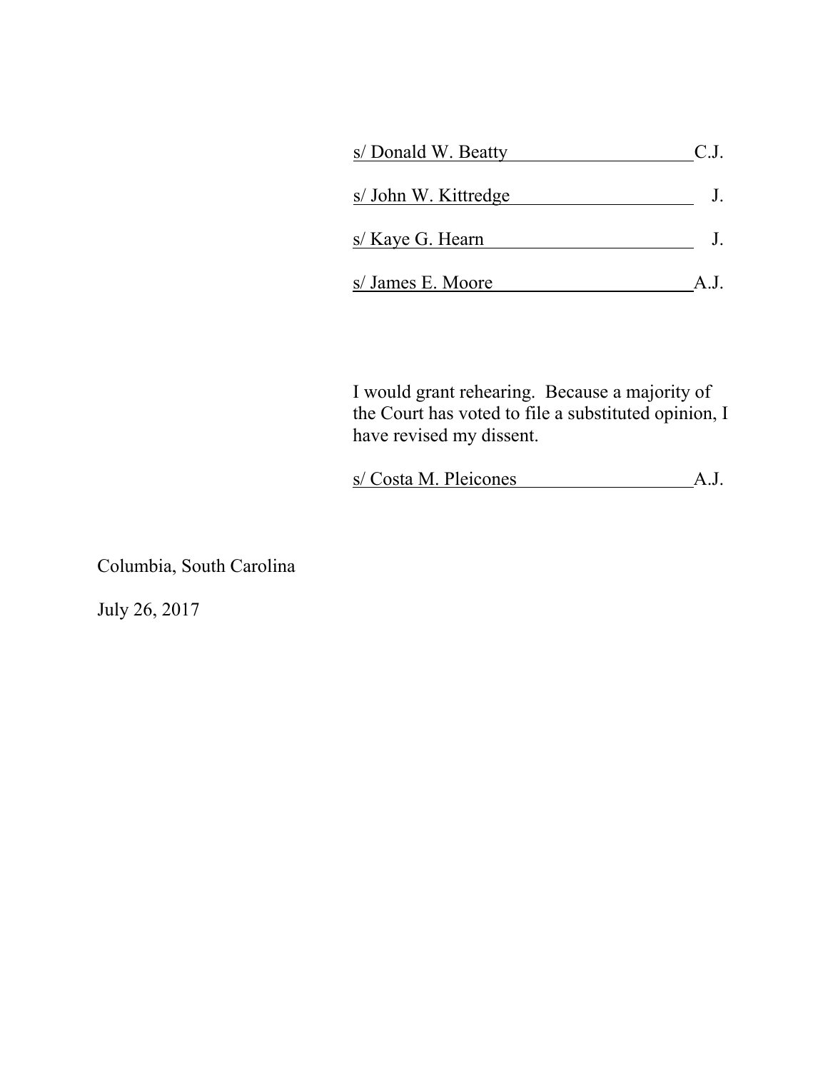s/ Donald W. Beatty C.J.

s/ John W. Kittredge J.

s/ Kaye G. Hearn J.

s/ James E. Moore A.J.

I would grant rehearing. Because a majority of the Court has voted to file a substituted opinion, I have revised my dissent.

s/ Costa M. Pleicones A.J.

Columbia, South Carolina

July 26, 2017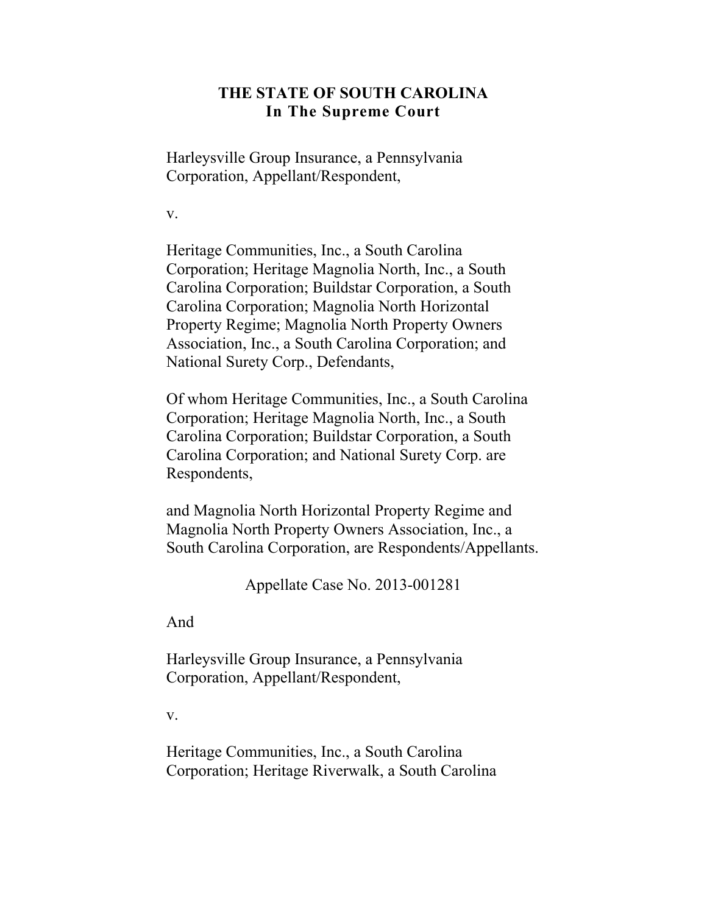**THE STATE OF SOUTH CAROLINA**
**In The Supreme Court**

Harleysville Group Insurance, a Pennsylvania Corporation, Appellant/Respondent,

v.

Heritage Communities, Inc., a South Carolina Corporation; Heritage Magnolia North, Inc., a South Carolina Corporation; Buildstar Corporation, a South Carolina Corporation; Magnolia North Horizontal Property Regime; Magnolia North Property Owners Association, Inc., a South Carolina Corporation; and National Surety Corp., Defendants,

Of whom Heritage Communities, Inc., a South Carolina Corporation; Heritage Magnolia North, Inc., a South Carolina Corporation; Buildstar Corporation, a South Carolina Corporation; and National Surety Corp. are Respondents,

and Magnolia North Horizontal Property Regime and Magnolia North Property Owners Association, Inc., a South Carolina Corporation, are Respondents/Appellants.

Appellate Case No. 2013-001281

And

Harleysville Group Insurance, a Pennsylvania Corporation, Appellant/Respondent,

v.

Heritage Communities, Inc., a South Carolina Corporation; Heritage Riverwalk, a South Carolina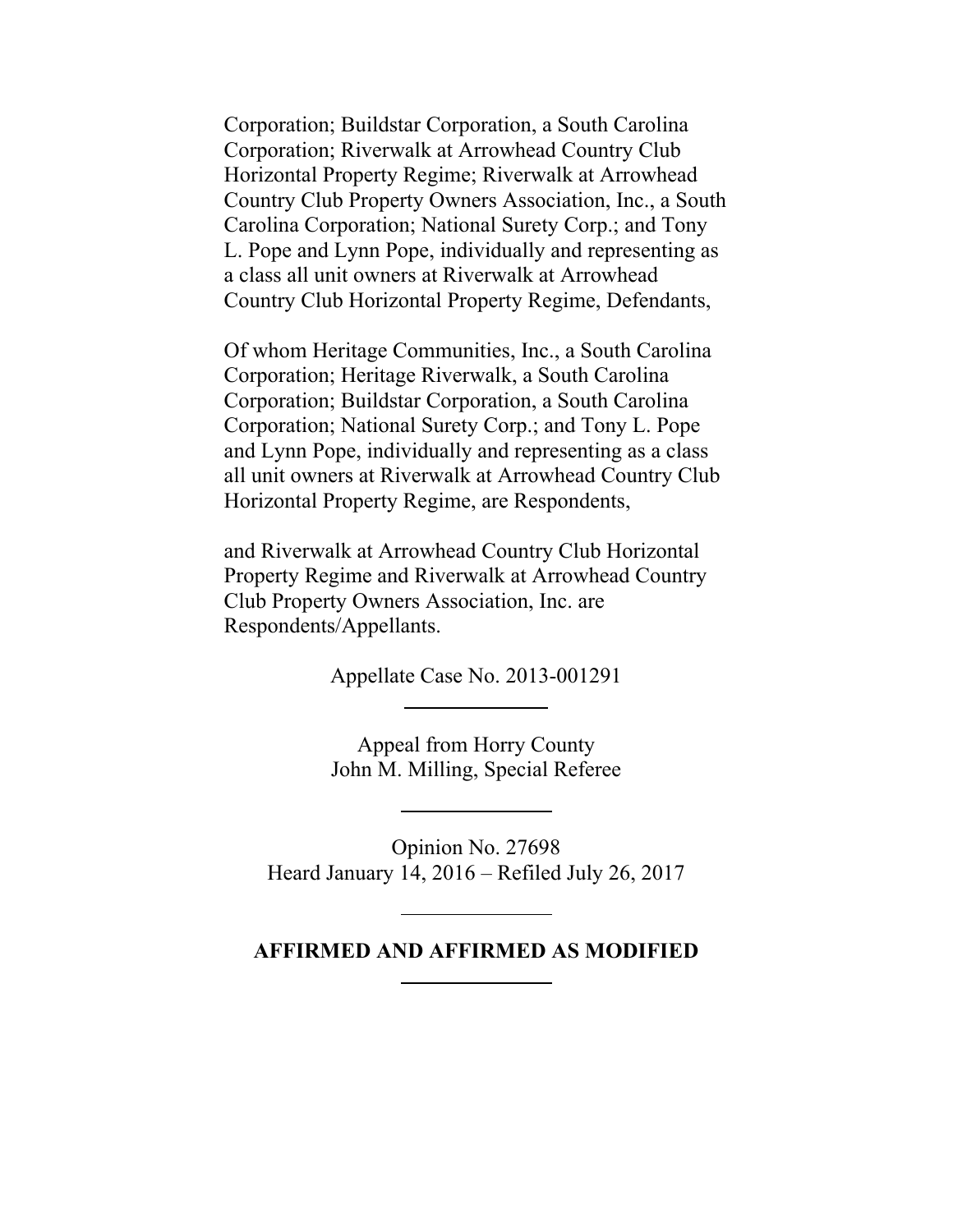Corporation; Buildstar Corporation, a South Carolina Corporation; Riverwalk at Arrowhead Country Club Horizontal Property Regime; Riverwalk at Arrowhead Country Club Property Owners Association, Inc., a South Carolina Corporation; National Surety Corp.; and Tony L. Pope and Lynn Pope, individually and representing as a class all unit owners at Riverwalk at Arrowhead Country Club Horizontal Property Regime, Defendants,

Of whom Heritage Communities, Inc., a South Carolina Corporation; Heritage Riverwalk, a South Carolina Corporation; Buildstar Corporation, a South Carolina Corporation; National Surety Corp.; and Tony L. Pope and Lynn Pope, individually and representing as a class all unit owners at Riverwalk at Arrowhead Country Club Horizontal Property Regime, are Respondents,

and Riverwalk at Arrowhead Country Club Horizontal Property Regime and Riverwalk at Arrowhead Country Club Property Owners Association, Inc. are Respondents/Appellants.

Appellate Case No. 2013-001291

---

Appeal from Horry County
John M. Milling, Special Referee

---

Opinion No. 27698
Heard January 14, 2016 – Refiled July 26, 2017

---

**AFFIRMED AND AFFIRMED AS MODIFIED**

---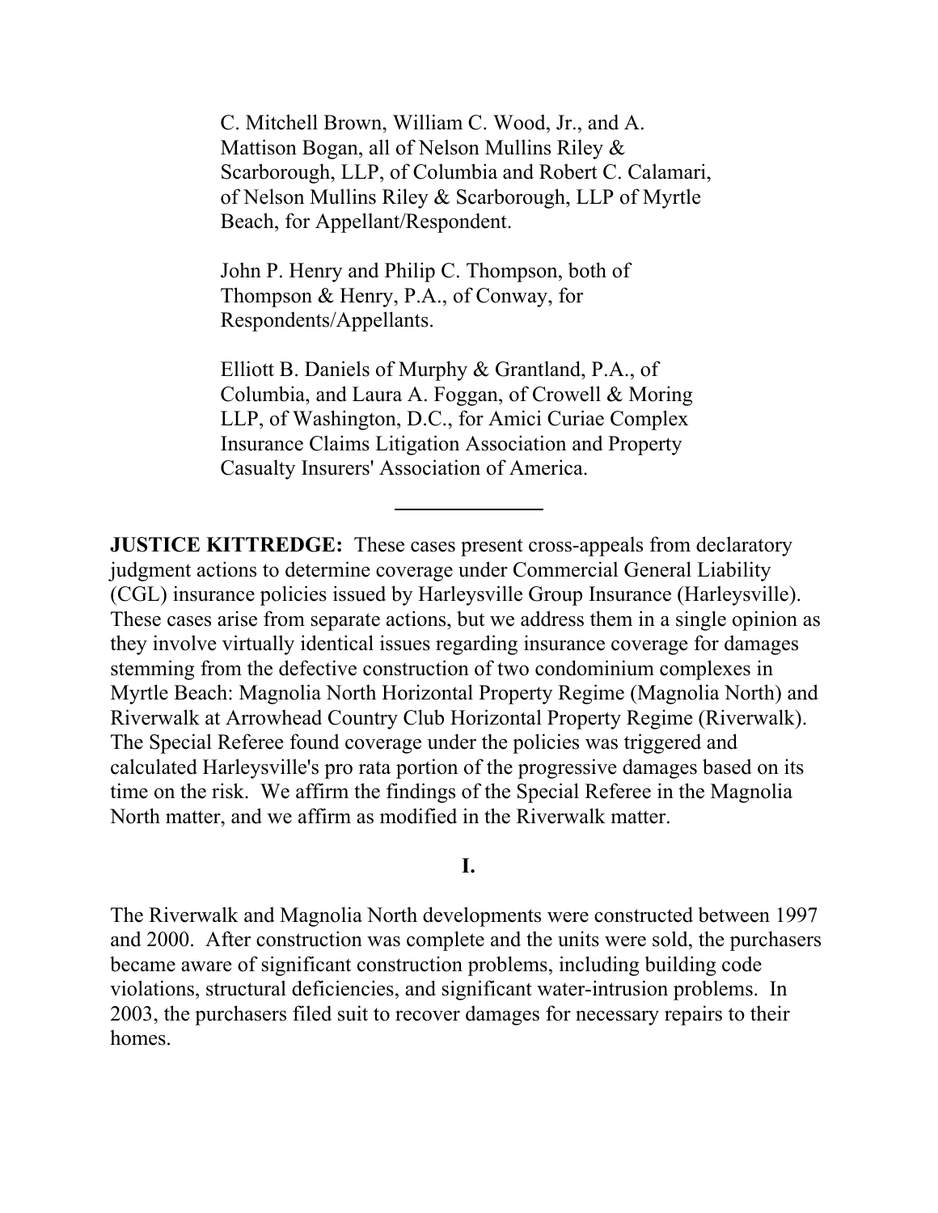C. Mitchell Brown, William C. Wood, Jr., and A. Mattison Bogan, all of Nelson Mullins Riley & Scarborough, LLP, of Columbia and Robert C. Calamari, of Nelson Mullins Riley & Scarborough, LLP of Myrtle Beach, for Appellant/Respondent.

John P. Henry and Philip C. Thompson, both of Thompson & Henry, P.A., of Conway, for Respondents/Appellants.

Elliott B. Daniels of Murphy & Grantland, P.A., of Columbia, and Laura A. Foggan, of Crowell & Moring LLP, of Washington, D.C., for Amici Curiae Complex Insurance Claims Litigation Association and Property Casualty Insurers' Association of America.

---

**JUSTICE KITTREDGE:** These cases present cross-appeals from declaratory judgment actions to determine coverage under Commercial General Liability (CGL) insurance policies issued by Harleysville Group Insurance (Harleysville). These cases arise from separate actions, but we address them in a single opinion as they involve virtually identical issues regarding insurance coverage for damages stemming from the defective construction of two condominium complexes in Myrtle Beach: Magnolia North Horizontal Property Regime (Magnolia North) and Riverwalk at Arrowhead Country Club Horizontal Property Regime (Riverwalk). The Special Referee found coverage under the policies was triggered and calculated Harleysville's pro rata portion of the progressive damages based on its time on the risk. We affirm the findings of the Special Referee in the Magnolia North matter, and we affirm as modified in the Riverwalk matter.

**I.**

The Riverwalk and Magnolia North developments were constructed between 1997 and 2000. After construction was complete and the units were sold, the purchasers became aware of significant construction problems, including building code violations, structural deficiencies, and significant water-intrusion problems. In 2003, the purchasers filed suit to recover damages for necessary repairs to their homes.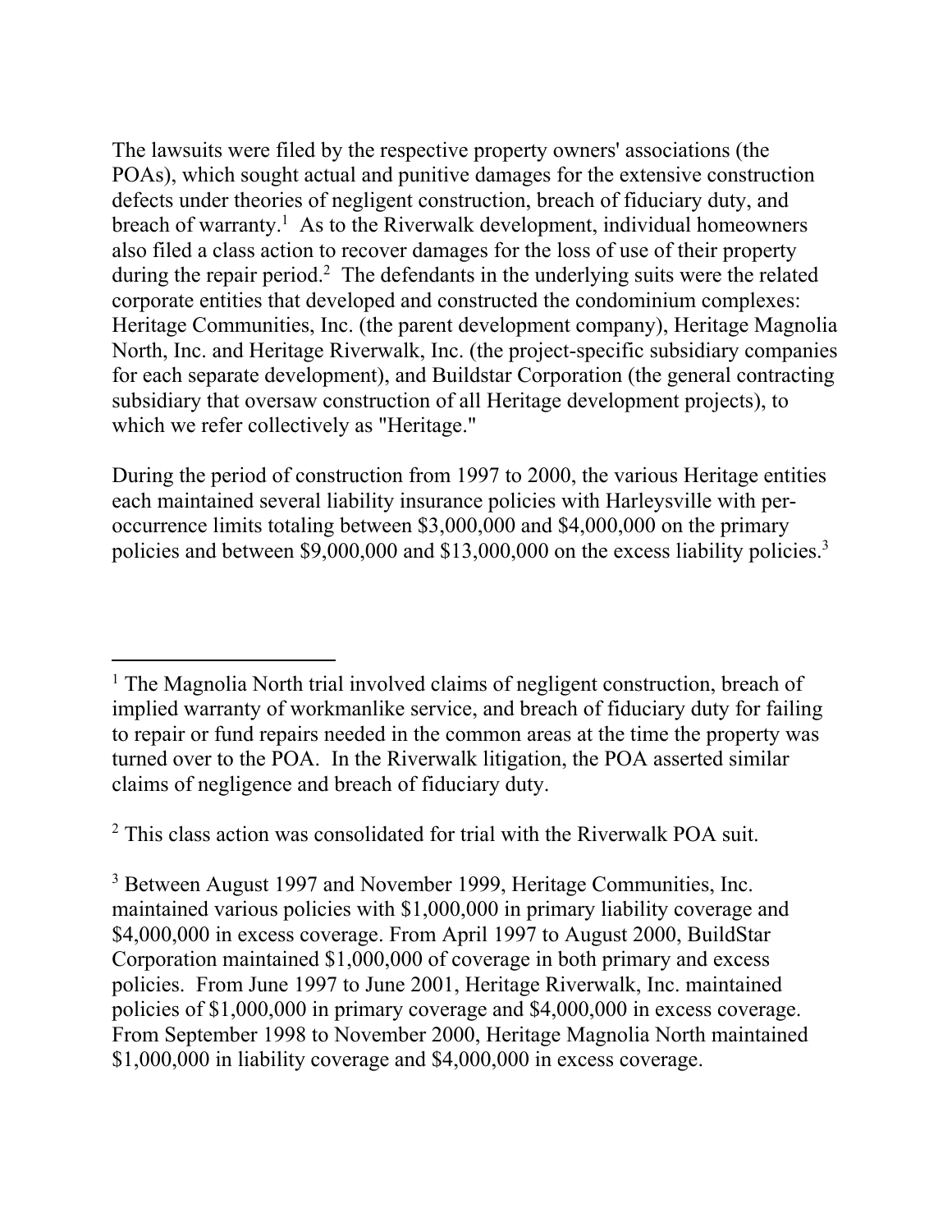The lawsuits were filed by the respective property owners' associations (the POAs), which sought actual and punitive damages for the extensive construction defects under theories of negligent construction, breach of fiduciary duty, and breach of warranty.[1] As to the Riverwalk development, individual homeowners also filed a class action to recover damages for the loss of use of their property during the repair period.[2] The defendants in the underlying suits were the related corporate entities that developed and constructed the condominium complexes: Heritage Communities, Inc. (the parent development company), Heritage Magnolia North, Inc. and Heritage Riverwalk, Inc. (the project-specific subsidiary companies for each separate development), and Buildstar Corporation (the general contracting subsidiary that oversaw construction of all Heritage development projects), to which we refer collectively as "Heritage."

During the period of construction from 1997 to 2000, the various Heritage entities each maintained several liability insurance policies with Harleysville with per-occurrence limits totaling between $3,000,000 and $4,000,000 on the primary policies and between $9,000,000 and $13,000,000 on the excess liability policies.[3]

---

[1] The Magnolia North trial involved claims of negligent construction, breach of implied warranty of workmanlike service, and breach of fiduciary duty for failing to repair or fund repairs needed in the common areas at the time the property was turned over to the POA. In the Riverwalk litigation, the POA asserted similar claims of negligence and breach of fiduciary duty.

[2] This class action was consolidated for trial with the Riverwalk POA suit.

[3] Between August 1997 and November 1999, Heritage Communities, Inc. maintained various policies with $1,000,000 in primary liability coverage and $4,000,000 in excess coverage. From April 1997 to August 2000, BuildStar Corporation maintained $1,000,000 of coverage in both primary and excess policies. From June 1997 to June 2001, Heritage Riverwalk, Inc. maintained policies of $1,000,000 in primary coverage and $4,000,000 in excess coverage. From September 1998 to November 2000, Heritage Magnolia North maintained $1,000,000 in liability coverage and $4,000,000 in excess coverage.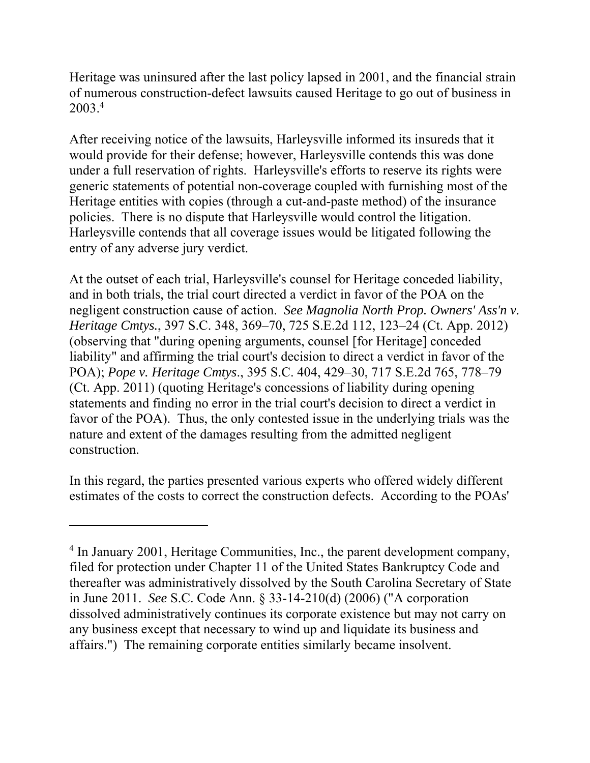Heritage was uninsured after the last policy lapsed in 2001, and the financial strain of numerous construction-defect lawsuits caused Heritage to go out of business in 2003.[4]

After receiving notice of the lawsuits, Harleysville informed its insureds that it would provide for their defense; however, Harleysville contends this was done under a full reservation of rights. Harleysville's efforts to reserve its rights were generic statements of potential non-coverage coupled with furnishing most of the Heritage entities with copies (through a cut-and-paste method) of the insurance policies. There is no dispute that Harleysville would control the litigation. Harleysville contends that all coverage issues would be litigated following the entry of any adverse jury verdict.

At the outset of each trial, Harleysville's counsel for Heritage conceded liability, and in both trials, the trial court directed a verdict in favor of the POA on the negligent construction cause of action. *See Magnolia North Prop. Owners' Ass'n v. Heritage Cmtys.*, 397 S.C. 348, 369–70, 725 S.E.2d 112, 123–24 (Ct. App. 2012) (observing that "during opening arguments, counsel [for Heritage] conceded liability" and affirming the trial court's decision to direct a verdict in favor of the POA); *Pope v. Heritage Cmtys*., 395 S.C. 404, 429–30, 717 S.E.2d 765, 778–79 (Ct. App. 2011) (quoting Heritage's concessions of liability during opening statements and finding no error in the trial court's decision to direct a verdict in favor of the POA). Thus, the only contested issue in the underlying trials was the nature and extent of the damages resulting from the admitted negligent construction.

In this regard, the parties presented various experts who offered widely different estimates of the costs to correct the construction defects. According to the POAs'

---

[4] In January 2001, Heritage Communities, Inc., the parent development company, filed for protection under Chapter 11 of the United States Bankruptcy Code and thereafter was administratively dissolved by the South Carolina Secretary of State in June 2011. *See* S.C. Code Ann. § 33-14-210(d) (2006) ("A corporation dissolved administratively continues its corporate existence but may not carry on any business except that necessary to wind up and liquidate its business and affairs.") The remaining corporate entities similarly became insolvent.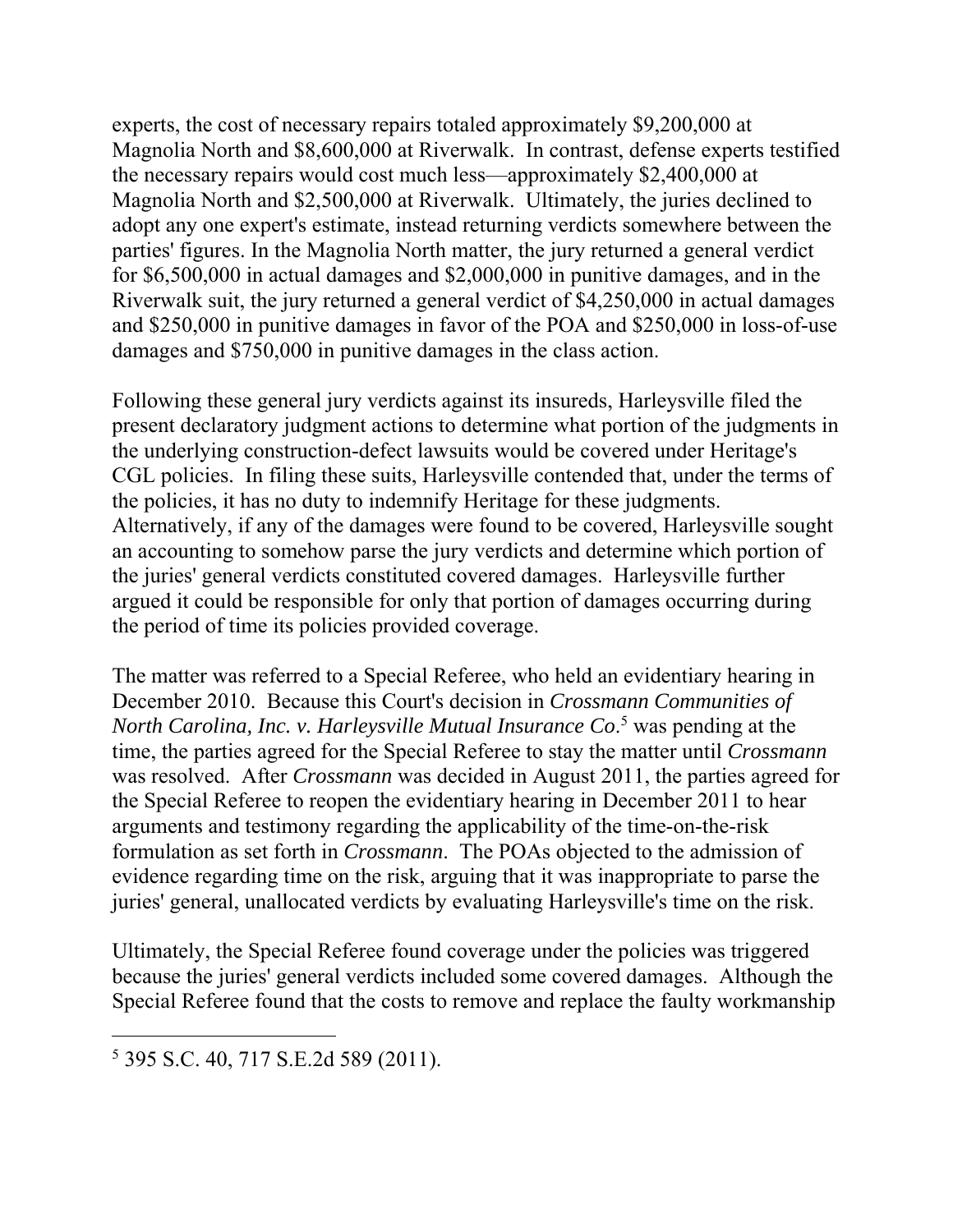experts, the cost of necessary repairs totaled approximately $9,200,000 at Magnolia North and $8,600,000 at Riverwalk. In contrast, defense experts testified the necessary repairs would cost much less—approximately $2,400,000 at Magnolia North and $2,500,000 at Riverwalk. Ultimately, the juries declined to adopt any one expert's estimate, instead returning verdicts somewhere between the parties' figures. In the Magnolia North matter, the jury returned a general verdict for $6,500,000 in actual damages and $2,000,000 in punitive damages, and in the Riverwalk suit, the jury returned a general verdict of $4,250,000 in actual damages and $250,000 in punitive damages in favor of the POA and $250,000 in loss-of-use damages and $750,000 in punitive damages in the class action.

Following these general jury verdicts against its insureds, Harleysville filed the present declaratory judgment actions to determine what portion of the judgments in the underlying construction-defect lawsuits would be covered under Heritage's CGL policies. In filing these suits, Harleysville contended that, under the terms of the policies, it has no duty to indemnify Heritage for these judgments. Alternatively, if any of the damages were found to be covered, Harleysville sought an accounting to somehow parse the jury verdicts and determine which portion of the juries' general verdicts constituted covered damages. Harleysville further argued it could be responsible for only that portion of damages occurring during the period of time its policies provided coverage.

The matter was referred to a Special Referee, who held an evidentiary hearing in December 2010. Because this Court's decision in *Crossmann Communities of North Carolina, Inc. v. Harleysville Mutual Insurance Co*.[5] was pending at the time, the parties agreed for the Special Referee to stay the matter until *Crossmann* was resolved. After *Crossmann* was decided in August 2011, the parties agreed for the Special Referee to reopen the evidentiary hearing in December 2011 to hear arguments and testimony regarding the applicability of the time-on-the-risk formulation as set forth in *Crossmann*. The POAs objected to the admission of evidence regarding time on the risk, arguing that it was inappropriate to parse the juries' general, unallocated verdicts by evaluating Harleysville's time on the risk.

Ultimately, the Special Referee found coverage under the policies was triggered because the juries' general verdicts included some covered damages. Although the Special Referee found that the costs to remove and replace the faulty workmanship

---

[5] 395 S.C. 40, 717 S.E.2d 589 (2011).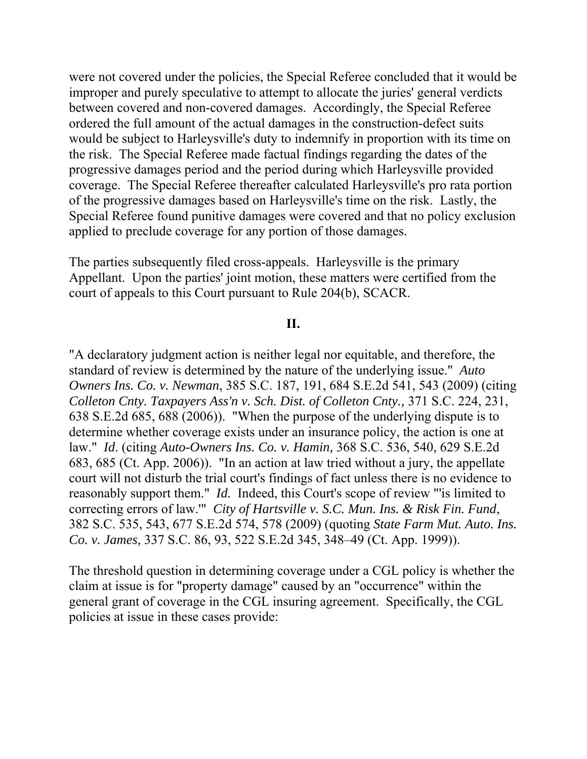were not covered under the policies, the Special Referee concluded that it would be improper and purely speculative to attempt to allocate the juries' general verdicts between covered and non-covered damages. Accordingly, the Special Referee ordered the full amount of the actual damages in the construction-defect suits would be subject to Harleysville's duty to indemnify in proportion with its time on the risk. The Special Referee made factual findings regarding the dates of the progressive damages period and the period during which Harleysville provided coverage. The Special Referee thereafter calculated Harleysville's pro rata portion of the progressive damages based on Harleysville's time on the risk. Lastly, the Special Referee found punitive damages were covered and that no policy exclusion applied to preclude coverage for any portion of those damages.

The parties subsequently filed cross-appeals. Harleysville is the primary Appellant. Upon the parties' joint motion, these matters were certified from the court of appeals to this Court pursuant to Rule 204(b), SCACR.

## II.

"A declaratory judgment action is neither legal nor equitable, and therefore, the standard of review is determined by the nature of the underlying issue." *Auto Owners Ins. Co. v. Newman*, 385 S.C. 187, 191, 684 S.E.2d 541, 543 (2009) (citing *Colleton Cnty. Taxpayers Ass'n v. Sch. Dist. of Colleton Cnty.,* 371 S.C. 224, 231, 638 S.E.2d 685, 688 (2006)). "When the purpose of the underlying dispute is to determine whether coverage exists under an insurance policy, the action is one at law." *Id*. (citing *Auto-Owners Ins. Co. v. Hamin,* 368 S.C. 536, 540, 629 S.E.2d 683, 685 (Ct. App. 2006)). "In an action at law tried without a jury, the appellate court will not disturb the trial court's findings of fact unless there is no evidence to reasonably support them." *Id.* Indeed, this Court's scope of review "'is limited to correcting errors of law.'" *City of Hartsville v. S.C. Mun. Ins. & Risk Fin. Fund*, 382 S.C. 535, 543, 677 S.E.2d 574, 578 (2009) (quoting *State Farm Mut. Auto. Ins. Co. v. James,* 337 S.C. 86, 93, 522 S.E.2d 345, 348–49 (Ct. App. 1999)).

The threshold question in determining coverage under a CGL policy is whether the claim at issue is for "property damage" caused by an "occurrence" within the general grant of coverage in the CGL insuring agreement. Specifically, the CGL policies at issue in these cases provide: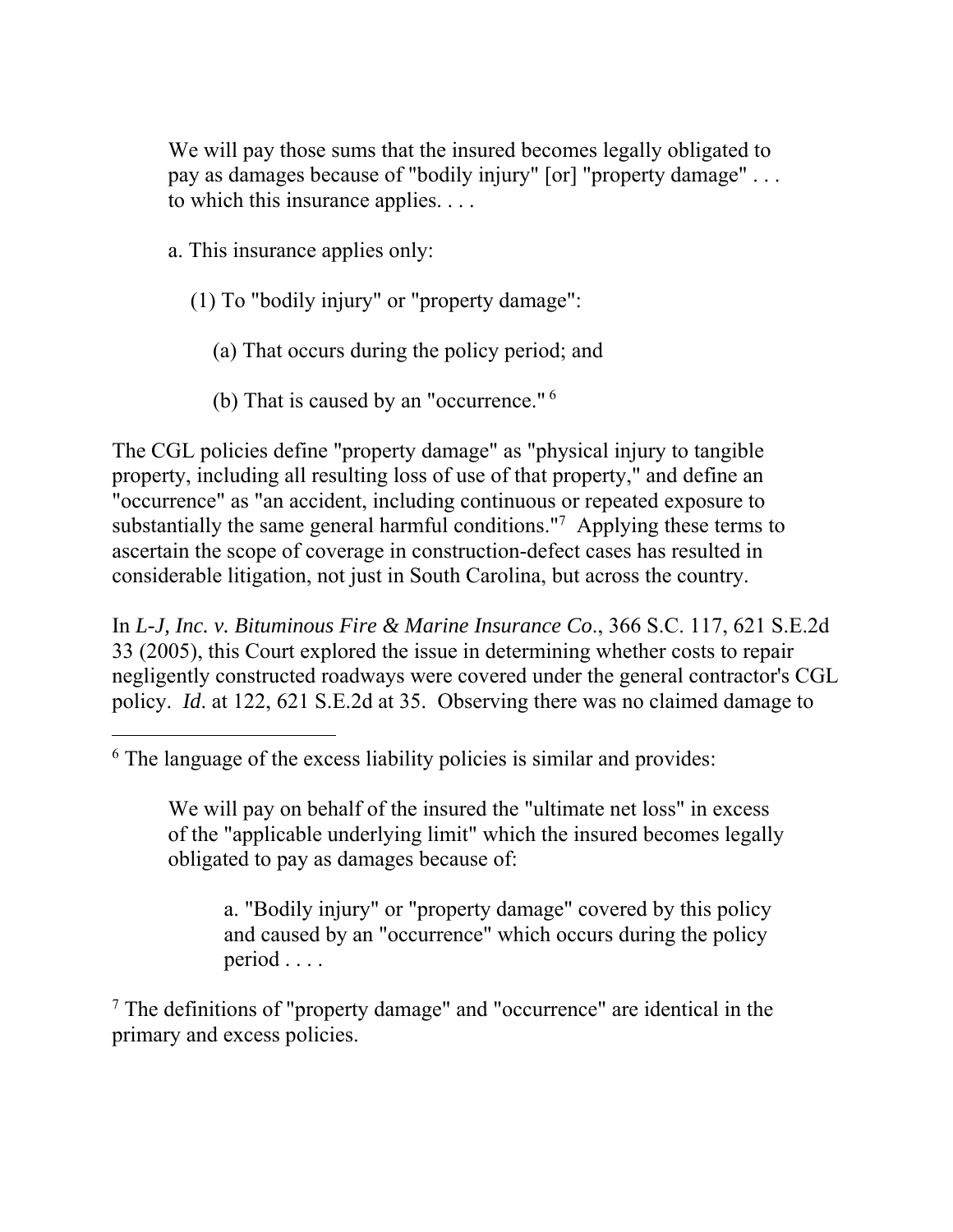> We will pay those sums that the insured becomes legally obligated to pay as damages because of "bodily injury" [or] "property damage" . . . to which this insurance applies. . . .
>
> a. This insurance applies only:
>
> (1) To "bodily injury" or "property damage":
>
> (a) That occurs during the policy period; and
>
> (b) That is caused by an "occurrence." [6]

The CGL policies define "property damage" as "physical injury to tangible property, including all resulting loss of use of that property," and define an "occurrence" as "an accident, including continuous or repeated exposure to substantially the same general harmful conditions."[7] Applying these terms to ascertain the scope of coverage in construction-defect cases has resulted in considerable litigation, not just in South Carolina, but across the country.

In *L-J, Inc. v. Bituminous Fire & Marine Insurance Co*., 366 S.C. 117, 621 S.E.2d 33 (2005), this Court explored the issue in determining whether costs to repair negligently constructed roadways were covered under the general contractor's CGL policy. *Id*. at 122, 621 S.E.2d at 35. Observing there was no claimed damage to

---

[6] The language of the excess liability policies is similar and provides:

> We will pay on behalf of the insured the "ultimate net loss" in excess of the "applicable underlying limit" which the insured becomes legally obligated to pay as damages because of:
>
> a. "Bodily injury" or "property damage" covered by this policy and caused by an "occurrence" which occurs during the policy period . . . .

[7] The definitions of "property damage" and "occurrence" are identical in the primary and excess policies.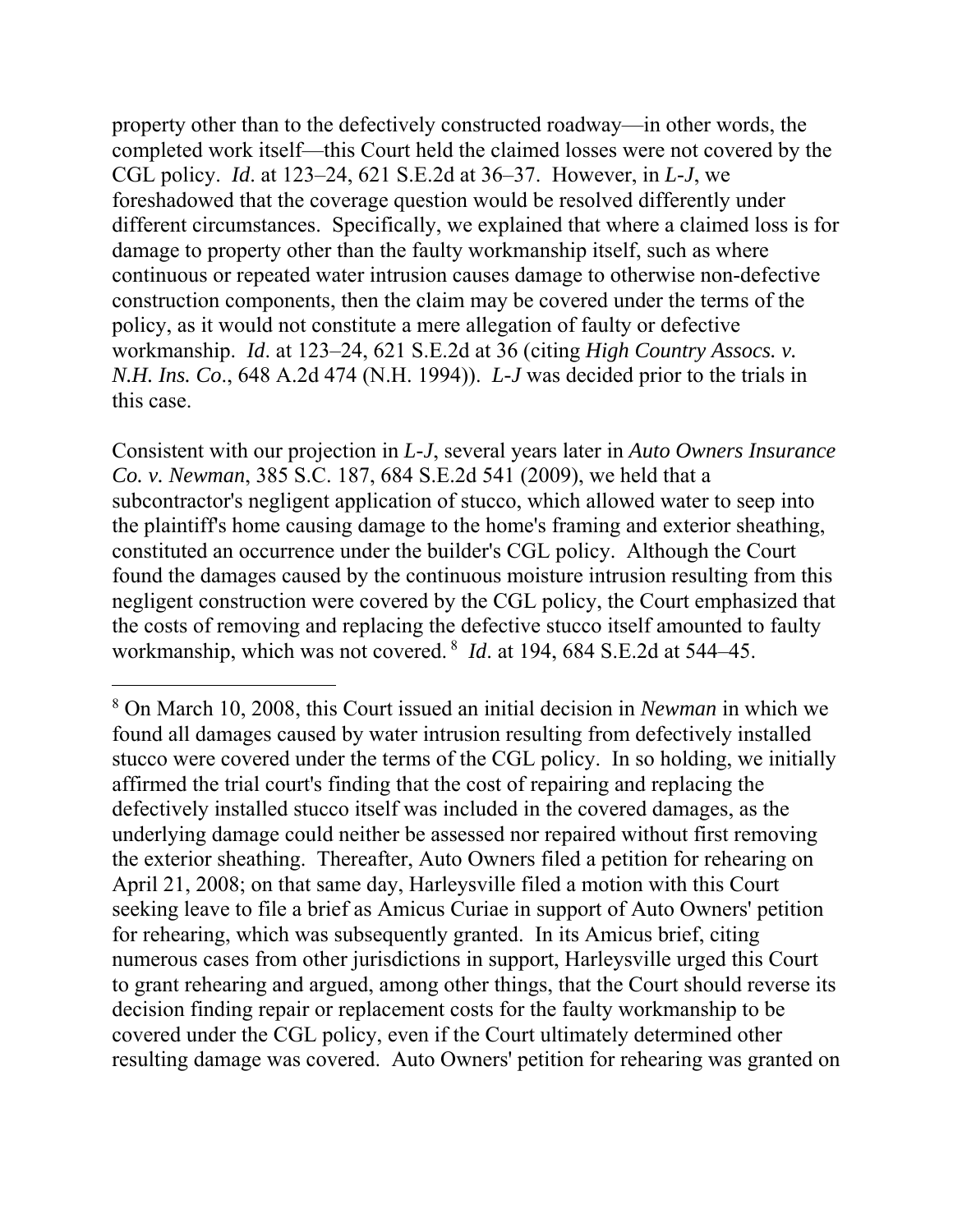property other than to the defectively constructed roadway—in other words, the completed work itself—this Court held the claimed losses were not covered by the CGL policy. *Id*. at 123–24, 621 S.E.2d at 36–37. However, in *L-J*, we foreshadowed that the coverage question would be resolved differently under different circumstances. Specifically, we explained that where a claimed loss is for damage to property other than the faulty workmanship itself, such as where continuous or repeated water intrusion causes damage to otherwise non-defective construction components, then the claim may be covered under the terms of the policy, as it would not constitute a mere allegation of faulty or defective workmanship. *Id*. at 123–24, 621 S.E.2d at 36 (citing *High Country Assocs. v. N.H. Ins. Co*., 648 A.2d 474 (N.H. 1994)). *L-J* was decided prior to the trials in this case.

Consistent with our projection in *L-J*, several years later in *Auto Owners Insurance Co. v. Newman*, 385 S.C. 187, 684 S.E.2d 541 (2009), we held that a subcontractor's negligent application of stucco, which allowed water to seep into the plaintiff's home causing damage to the home's framing and exterior sheathing, constituted an occurrence under the builder's CGL policy. Although the Court found the damages caused by the continuous moisture intrusion resulting from this negligent construction were covered by the CGL policy, the Court emphasized that the costs of removing and replacing the defective stucco itself amounted to faulty workmanship, which was not covered.[8] *Id*. at 194, 684 S.E.2d at 544–45.

---

[8] On March 10, 2008, this Court issued an initial decision in *Newman* in which we found all damages caused by water intrusion resulting from defectively installed stucco were covered under the terms of the CGL policy. In so holding, we initially affirmed the trial court's finding that the cost of repairing and replacing the defectively installed stucco itself was included in the covered damages, as the underlying damage could neither be assessed nor repaired without first removing the exterior sheathing. Thereafter, Auto Owners filed a petition for rehearing on April 21, 2008; on that same day, Harleysville filed a motion with this Court seeking leave to file a brief as Amicus Curiae in support of Auto Owners' petition for rehearing, which was subsequently granted. In its Amicus brief, citing numerous cases from other jurisdictions in support, Harleysville urged this Court to grant rehearing and argued, among other things, that the Court should reverse its decision finding repair or replacement costs for the faulty workmanship to be covered under the CGL policy, even if the Court ultimately determined other resulting damage was covered. Auto Owners' petition for rehearing was granted on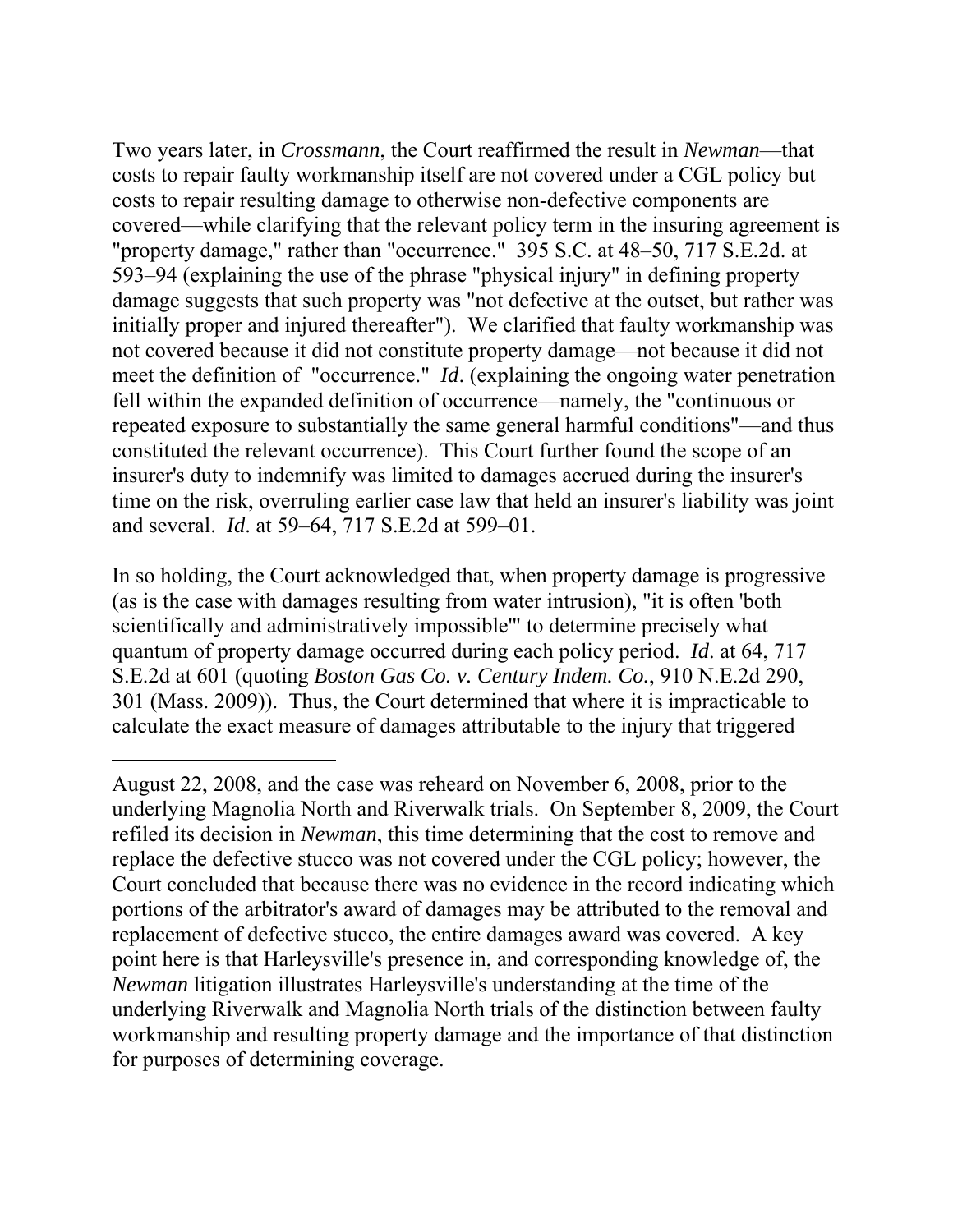Two years later, in *Crossmann*, the Court reaffirmed the result in *Newman*—that costs to repair faulty workmanship itself are not covered under a CGL policy but costs to repair resulting damage to otherwise non-defective components are covered—while clarifying that the relevant policy term in the insuring agreement is "property damage," rather than "occurrence." 395 S.C. at 48–50, 717 S.E.2d. at 593–94 (explaining the use of the phrase "physical injury" in defining property damage suggests that such property was "not defective at the outset, but rather was initially proper and injured thereafter"). We clarified that faulty workmanship was not covered because it did not constitute property damage—not because it did not meet the definition of "occurrence." *Id*. (explaining the ongoing water penetration fell within the expanded definition of occurrence—namely, the "continuous or repeated exposure to substantially the same general harmful conditions"—and thus constituted the relevant occurrence). This Court further found the scope of an insurer's duty to indemnify was limited to damages accrued during the insurer's time on the risk, overruling earlier case law that held an insurer's liability was joint and several. *Id*. at 59–64, 717 S.E.2d at 599–01.

In so holding, the Court acknowledged that, when property damage is progressive (as is the case with damages resulting from water intrusion), "it is often 'both scientifically and administratively impossible'" to determine precisely what quantum of property damage occurred during each policy period. *Id*. at 64, 717 S.E.2d at 601 (quoting *Boston Gas Co. v. Century Indem. Co.*, 910 N.E.2d 290, 301 (Mass. 2009)). Thus, the Court determined that where it is impracticable to calculate the exact measure of damages attributable to the injury that triggered

---

August 22, 2008, and the case was reheard on November 6, 2008, prior to the underlying Magnolia North and Riverwalk trials. On September 8, 2009, the Court refiled its decision in *Newman*, this time determining that the cost to remove and replace the defective stucco was not covered under the CGL policy; however, the Court concluded that because there was no evidence in the record indicating which portions of the arbitrator's award of damages may be attributed to the removal and replacement of defective stucco, the entire damages award was covered. A key point here is that Harleysville's presence in, and corresponding knowledge of, the *Newman* litigation illustrates Harleysville's understanding at the time of the underlying Riverwalk and Magnolia North trials of the distinction between faulty workmanship and resulting property damage and the importance of that distinction for purposes of determining coverage.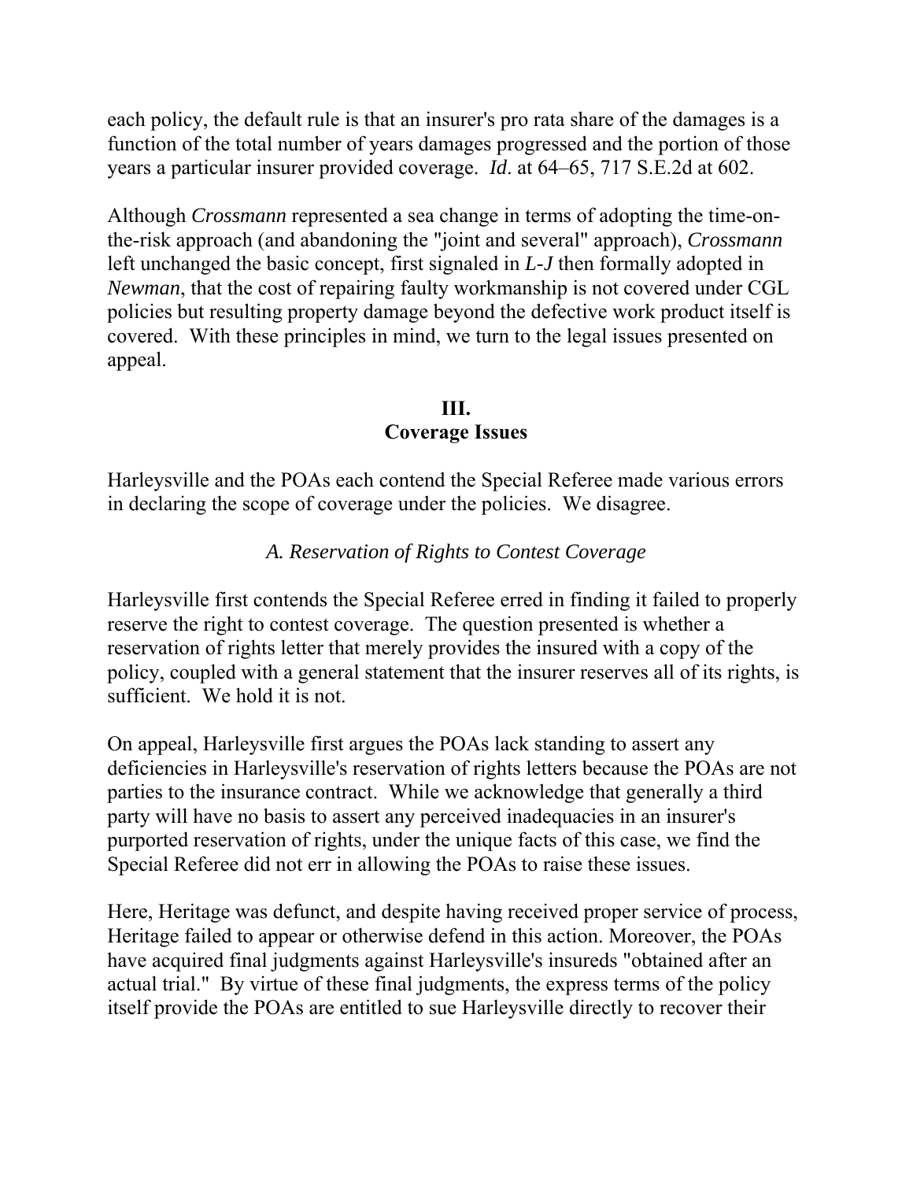each policy, the default rule is that an insurer's pro rata share of the damages is a function of the total number of years damages progressed and the portion of those years a particular insurer provided coverage. *Id*. at 64–65, 717 S.E.2d at 602.

Although *Crossmann* represented a sea change in terms of adopting the time-on-the-risk approach (and abandoning the "joint and several" approach), *Crossmann* left unchanged the basic concept, first signaled in *L-J* then formally adopted in *Newman*, that the cost of repairing faulty workmanship is not covered under CGL policies but resulting property damage beyond the defective work product itself is covered. With these principles in mind, we turn to the legal issues presented on appeal.

## III.
## Coverage Issues

Harleysville and the POAs each contend the Special Referee made various errors in declaring the scope of coverage under the policies. We disagree.

### *A. Reservation of Rights to Contest Coverage*

Harleysville first contends the Special Referee erred in finding it failed to properly reserve the right to contest coverage. The question presented is whether a reservation of rights letter that merely provides the insured with a copy of the policy, coupled with a general statement that the insurer reserves all of its rights, is sufficient. We hold it is not.

On appeal, Harleysville first argues the POAs lack standing to assert any deficiencies in Harleysville's reservation of rights letters because the POAs are not parties to the insurance contract. While we acknowledge that generally a third party will have no basis to assert any perceived inadequacies in an insurer's purported reservation of rights, under the unique facts of this case, we find the Special Referee did not err in allowing the POAs to raise these issues.

Here, Heritage was defunct, and despite having received proper service of process, Heritage failed to appear or otherwise defend in this action. Moreover, the POAs have acquired final judgments against Harleysville's insureds "obtained after an actual trial." By virtue of these final judgments, the express terms of the policy itself provide the POAs are entitled to sue Harleysville directly to recover their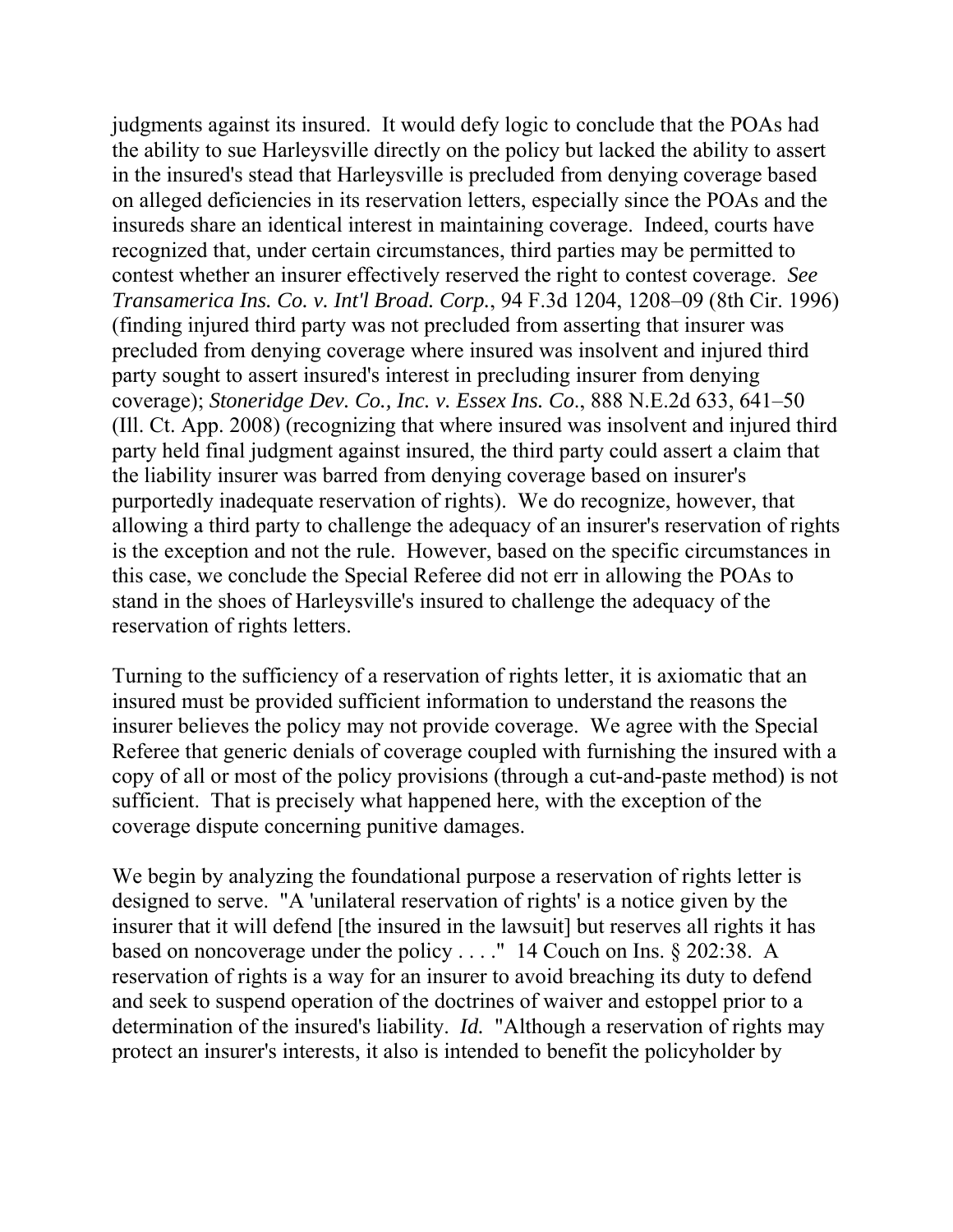judgments against its insured. It would defy logic to conclude that the POAs had the ability to sue Harleysville directly on the policy but lacked the ability to assert in the insured's stead that Harleysville is precluded from denying coverage based on alleged deficiencies in its reservation letters, especially since the POAs and the insureds share an identical interest in maintaining coverage. Indeed, courts have recognized that, under certain circumstances, third parties may be permitted to contest whether an insurer effectively reserved the right to contest coverage. *See Transamerica Ins. Co. v. Int'l Broad. Corp.*, 94 F.3d 1204, 1208–09 (8th Cir. 1996) (finding injured third party was not precluded from asserting that insurer was precluded from denying coverage where insured was insolvent and injured third party sought to assert insured's interest in precluding insurer from denying coverage); *Stoneridge Dev. Co., Inc. v. Essex Ins. Co.*, 888 N.E.2d 633, 641–50 (Ill. Ct. App. 2008) (recognizing that where insured was insolvent and injured third party held final judgment against insured, the third party could assert a claim that the liability insurer was barred from denying coverage based on insurer's purportedly inadequate reservation of rights). We do recognize, however, that allowing a third party to challenge the adequacy of an insurer's reservation of rights is the exception and not the rule. However, based on the specific circumstances in this case, we conclude the Special Referee did not err in allowing the POAs to stand in the shoes of Harleysville's insured to challenge the adequacy of the reservation of rights letters.

Turning to the sufficiency of a reservation of rights letter, it is axiomatic that an insured must be provided sufficient information to understand the reasons the insurer believes the policy may not provide coverage. We agree with the Special Referee that generic denials of coverage coupled with furnishing the insured with a copy of all or most of the policy provisions (through a cut-and-paste method) is not sufficient. That is precisely what happened here, with the exception of the coverage dispute concerning punitive damages.

We begin by analyzing the foundational purpose a reservation of rights letter is designed to serve. "A 'unilateral reservation of rights' is a notice given by the insurer that it will defend [the insured in the lawsuit] but reserves all rights it has based on noncoverage under the policy . . . ." 14 Couch on Ins. § 202:38. A reservation of rights is a way for an insurer to avoid breaching its duty to defend and seek to suspend operation of the doctrines of waiver and estoppel prior to a determination of the insured's liability. *Id.* "Although a reservation of rights may protect an insurer's interests, it also is intended to benefit the policyholder by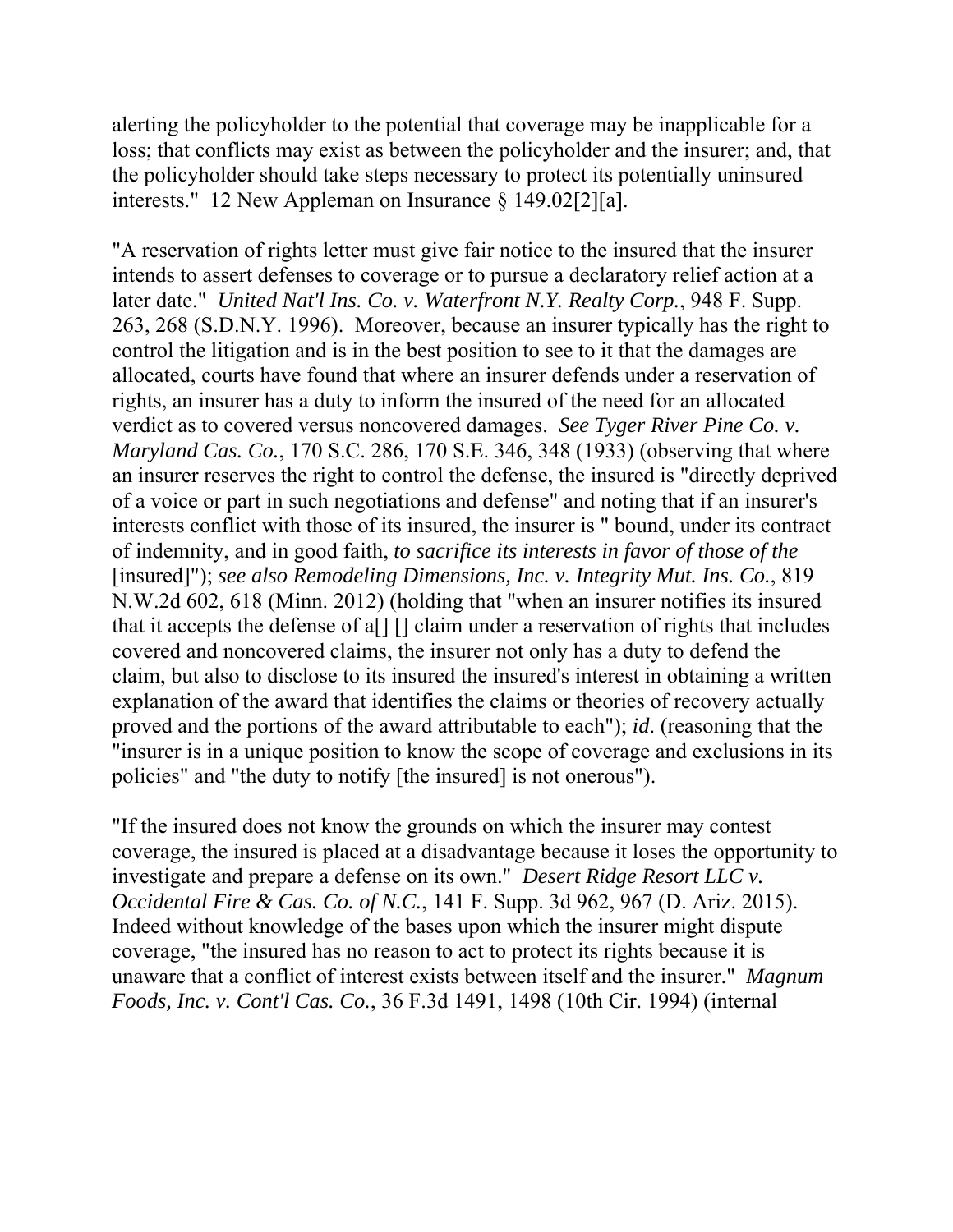alerting the policyholder to the potential that coverage may be inapplicable for a loss; that conflicts may exist as between the policyholder and the insurer; and, that the policyholder should take steps necessary to protect its potentially uninsured interests." 12 New Appleman on Insurance § 149.02[2][a].

"A reservation of rights letter must give fair notice to the insured that the insurer intends to assert defenses to coverage or to pursue a declaratory relief action at a later date." *United Nat'l Ins. Co. v. Waterfront N.Y. Realty Corp.*, 948 F. Supp. 263, 268 (S.D.N.Y. 1996). Moreover, because an insurer typically has the right to control the litigation and is in the best position to see to it that the damages are allocated, courts have found that where an insurer defends under a reservation of rights, an insurer has a duty to inform the insured of the need for an allocated verdict as to covered versus noncovered damages. *See Tyger River Pine Co. v. Maryland Cas. Co.*, 170 S.C. 286, 170 S.E. 346, 348 (1933) (observing that where an insurer reserves the right to control the defense, the insured is "directly deprived of a voice or part in such negotiations and defense" and noting that if an insurer's interests conflict with those of its insured, the insurer is " bound, under its contract of indemnity, and in good faith, *to sacrifice its interests in favor of those of the* [insured]"); *see also Remodeling Dimensions, Inc. v. Integrity Mut. Ins. Co.*, 819 N.W.2d 602, 618 (Minn. 2012) (holding that "when an insurer notifies its insured that it accepts the defense of a[] [] claim under a reservation of rights that includes covered and noncovered claims, the insurer not only has a duty to defend the claim, but also to disclose to its insured the insured's interest in obtaining a written explanation of the award that identifies the claims or theories of recovery actually proved and the portions of the award attributable to each"); *id*. (reasoning that the "insurer is in a unique position to know the scope of coverage and exclusions in its policies" and "the duty to notify [the insured] is not onerous").

"If the insured does not know the grounds on which the insurer may contest coverage, the insured is placed at a disadvantage because it loses the opportunity to investigate and prepare a defense on its own." *Desert Ridge Resort LLC v. Occidental Fire & Cas. Co. of N.C.*, 141 F. Supp. 3d 962, 967 (D. Ariz. 2015). Indeed without knowledge of the bases upon which the insurer might dispute coverage, "the insured has no reason to act to protect its rights because it is unaware that a conflict of interest exists between itself and the insurer." *Magnum Foods, Inc. v. Cont'l Cas. Co.*, 36 F.3d 1491, 1498 (10th Cir. 1994) (internal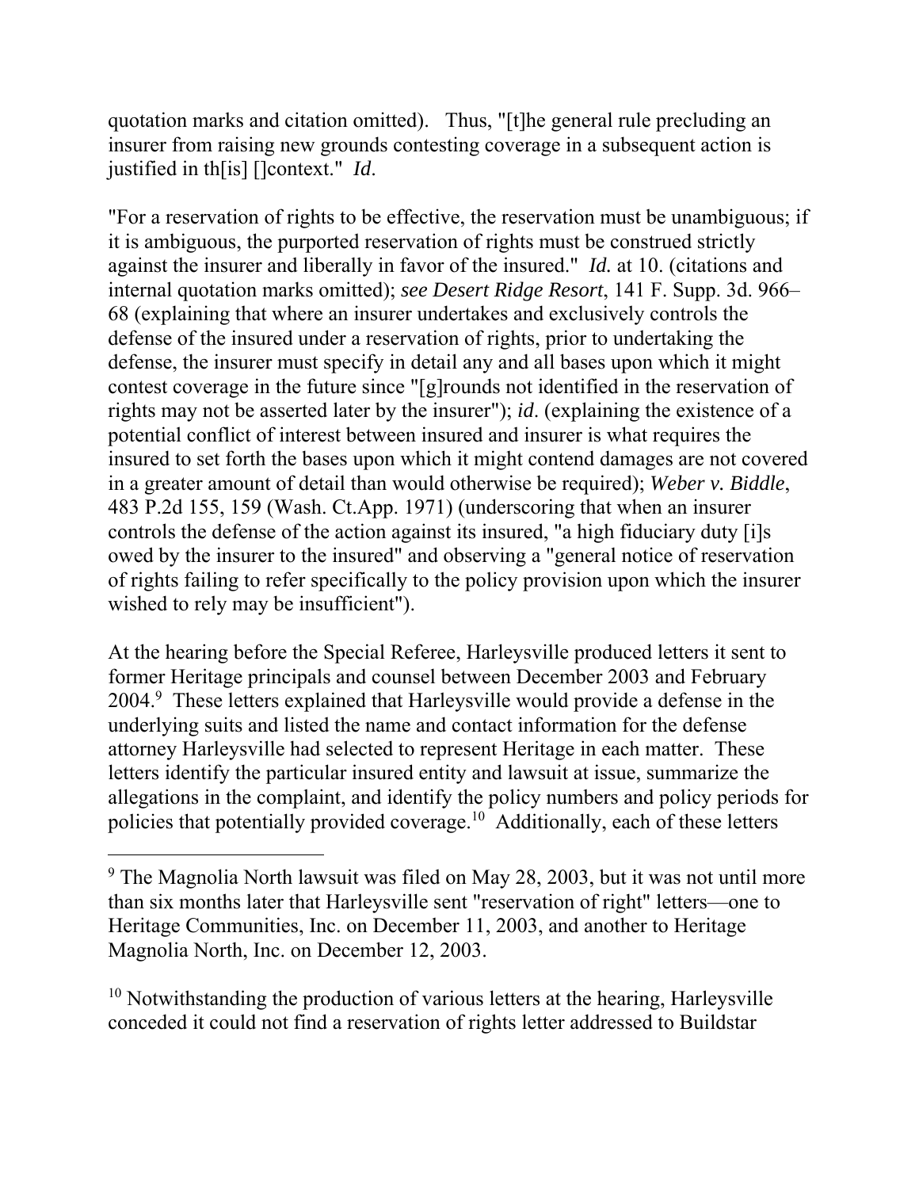quotation marks and citation omitted). Thus, "[t]he general rule precluding an insurer from raising new grounds contesting coverage in a subsequent action is justified in th[is] []context." *Id*.

"For a reservation of rights to be effective, the reservation must be unambiguous; if it is ambiguous, the purported reservation of rights must be construed strictly against the insurer and liberally in favor of the insured." *Id.* at 10. (citations and internal quotation marks omitted); *see Desert Ridge Resort*, 141 F. Supp. 3d. 966–68 (explaining that where an insurer undertakes and exclusively controls the defense of the insured under a reservation of rights, prior to undertaking the defense, the insurer must specify in detail any and all bases upon which it might contest coverage in the future since "[g]rounds not identified in the reservation of rights may not be asserted later by the insurer"); *id*. (explaining the existence of a potential conflict of interest between insured and insurer is what requires the insured to set forth the bases upon which it might contend damages are not covered in a greater amount of detail than would otherwise be required); *Weber v. Biddle*, 483 P.2d 155, 159 (Wash. Ct.App. 1971) (underscoring that when an insurer controls the defense of the action against its insured, "a high fiduciary duty [i]s owed by the insurer to the insured" and observing a "general notice of reservation of rights failing to refer specifically to the policy provision upon which the insurer wished to rely may be insufficient").

At the hearing before the Special Referee, Harleysville produced letters it sent to former Heritage principals and counsel between December 2003 and February 2004.[9] These letters explained that Harleysville would provide a defense in the underlying suits and listed the name and contact information for the defense attorney Harleysville had selected to represent Heritage in each matter. These letters identify the particular insured entity and lawsuit at issue, summarize the allegations in the complaint, and identify the policy numbers and policy periods for policies that potentially provided coverage.[10] Additionally, each of these letters

---

[9] The Magnolia North lawsuit was filed on May 28, 2003, but it was not until more than six months later that Harleysville sent "reservation of right" letters—one to Heritage Communities, Inc. on December 11, 2003, and another to Heritage Magnolia North, Inc. on December 12, 2003.

[10] Notwithstanding the production of various letters at the hearing, Harleysville conceded it could not find a reservation of rights letter addressed to Buildstar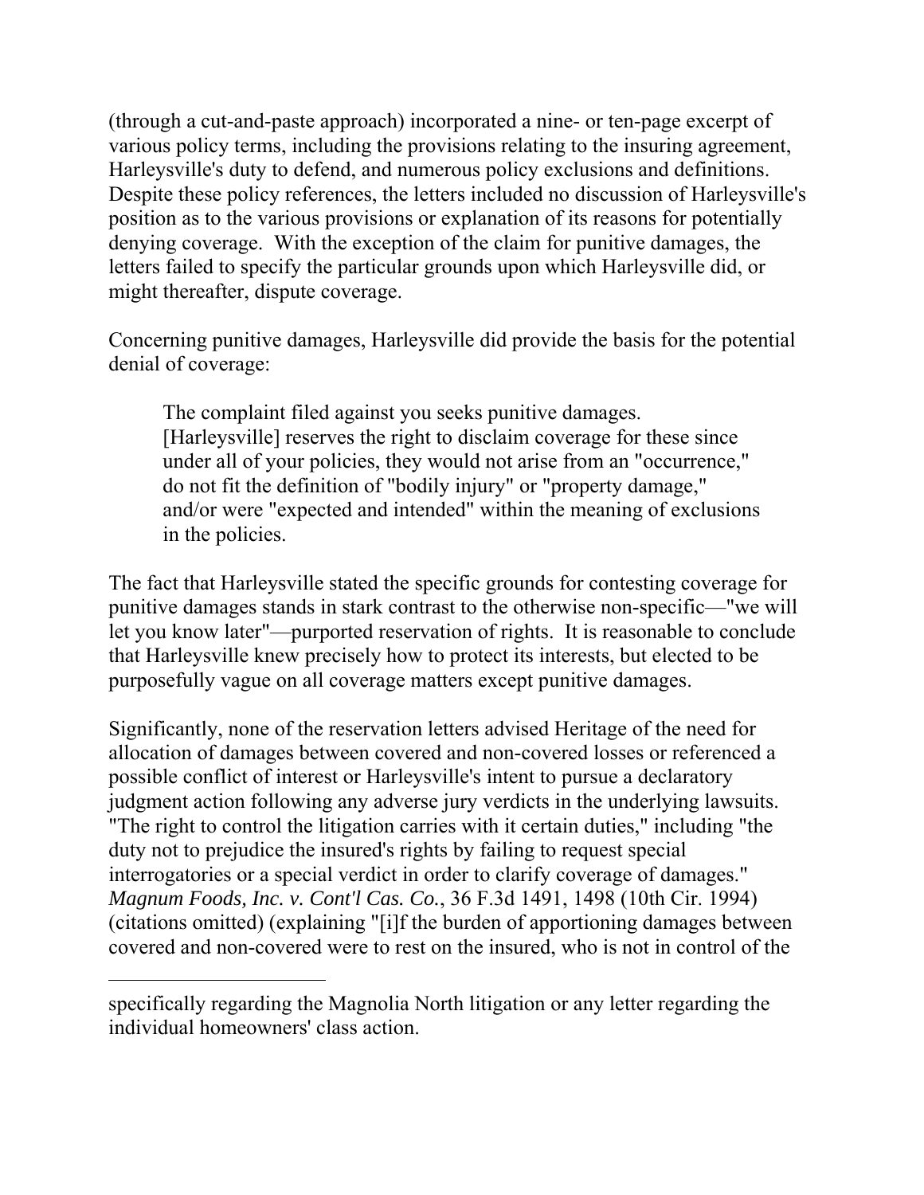(through a cut-and-paste approach) incorporated a nine- or ten-page excerpt of various policy terms, including the provisions relating to the insuring agreement, Harleysville's duty to defend, and numerous policy exclusions and definitions. Despite these policy references, the letters included no discussion of Harleysville's position as to the various provisions or explanation of its reasons for potentially denying coverage. With the exception of the claim for punitive damages, the letters failed to specify the particular grounds upon which Harleysville did, or might thereafter, dispute coverage.

Concerning punitive damages, Harleysville did provide the basis for the potential denial of coverage:

> The complaint filed against you seeks punitive damages. [Harleysville] reserves the right to disclaim coverage for these since under all of your policies, they would not arise from an "occurrence," do not fit the definition of "bodily injury" or "property damage," and/or were "expected and intended" within the meaning of exclusions in the policies.

The fact that Harleysville stated the specific grounds for contesting coverage for punitive damages stands in stark contrast to the otherwise non-specific—"we will let you know later"—purported reservation of rights. It is reasonable to conclude that Harleysville knew precisely how to protect its interests, but elected to be purposefully vague on all coverage matters except punitive damages.

Significantly, none of the reservation letters advised Heritage of the need for allocation of damages between covered and non-covered losses or referenced a possible conflict of interest or Harleysville's intent to pursue a declaratory judgment action following any adverse jury verdicts in the underlying lawsuits. "The right to control the litigation carries with it certain duties," including "the duty not to prejudice the insured's rights by failing to request special interrogatories or a special verdict in order to clarify coverage of damages." *Magnum Foods, Inc. v. Cont'l Cas. Co.*, 36 F.3d 1491, 1498 (10th Cir. 1994) (citations omitted) (explaining "[i]f the burden of apportioning damages between covered and non-covered were to rest on the insured, who is not in control of the

---

specifically regarding the Magnolia North litigation or any letter regarding the individual homeowners' class action.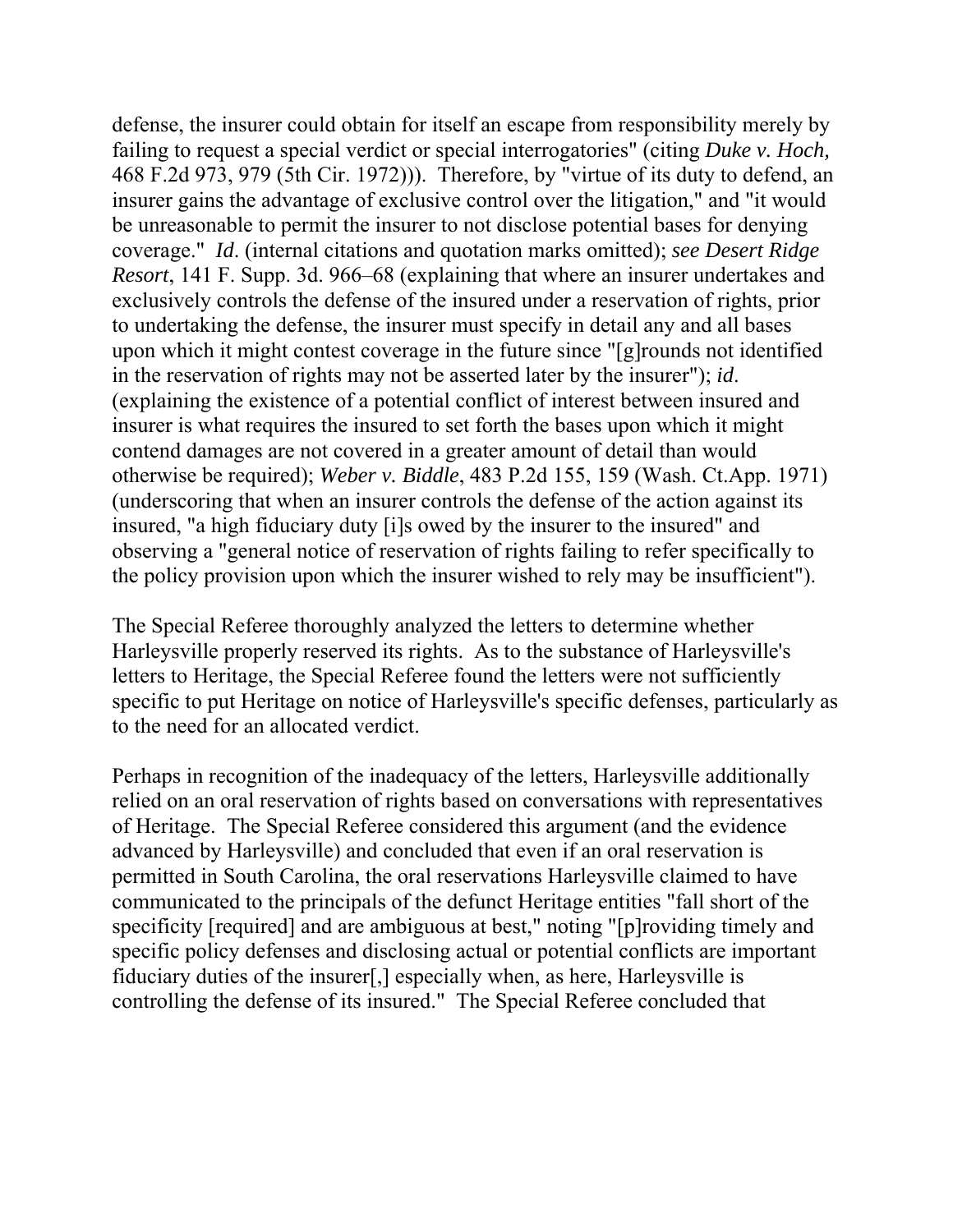defense, the insurer could obtain for itself an escape from responsibility merely by failing to request a special verdict or special interrogatories" (citing *Duke v. Hoch,* 468 F.2d 973, 979 (5th Cir. 1972))). Therefore, by "virtue of its duty to defend, an insurer gains the advantage of exclusive control over the litigation," and "it would be unreasonable to permit the insurer to not disclose potential bases for denying coverage." *Id*. (internal citations and quotation marks omitted); *see Desert Ridge Resort*, 141 F. Supp. 3d. 966–68 (explaining that where an insurer undertakes and exclusively controls the defense of the insured under a reservation of rights, prior to undertaking the defense, the insurer must specify in detail any and all bases upon which it might contest coverage in the future since "[g]rounds not identified in the reservation of rights may not be asserted later by the insurer"); *id*. (explaining the existence of a potential conflict of interest between insured and insurer is what requires the insured to set forth the bases upon which it might contend damages are not covered in a greater amount of detail than would otherwise be required); *Weber v. Biddle*, 483 P.2d 155, 159 (Wash. Ct.App. 1971) (underscoring that when an insurer controls the defense of the action against its insured, "a high fiduciary duty [i]s owed by the insurer to the insured" and observing a "general notice of reservation of rights failing to refer specifically to the policy provision upon which the insurer wished to rely may be insufficient").

The Special Referee thoroughly analyzed the letters to determine whether Harleysville properly reserved its rights. As to the substance of Harleysville's letters to Heritage, the Special Referee found the letters were not sufficiently specific to put Heritage on notice of Harleysville's specific defenses, particularly as to the need for an allocated verdict.

Perhaps in recognition of the inadequacy of the letters, Harleysville additionally relied on an oral reservation of rights based on conversations with representatives of Heritage. The Special Referee considered this argument (and the evidence advanced by Harleysville) and concluded that even if an oral reservation is permitted in South Carolina, the oral reservations Harleysville claimed to have communicated to the principals of the defunct Heritage entities "fall short of the specificity [required] and are ambiguous at best," noting "[p]roviding timely and specific policy defenses and disclosing actual or potential conflicts are important fiduciary duties of the insurer[,] especially when, as here, Harleysville is controlling the defense of its insured." The Special Referee concluded that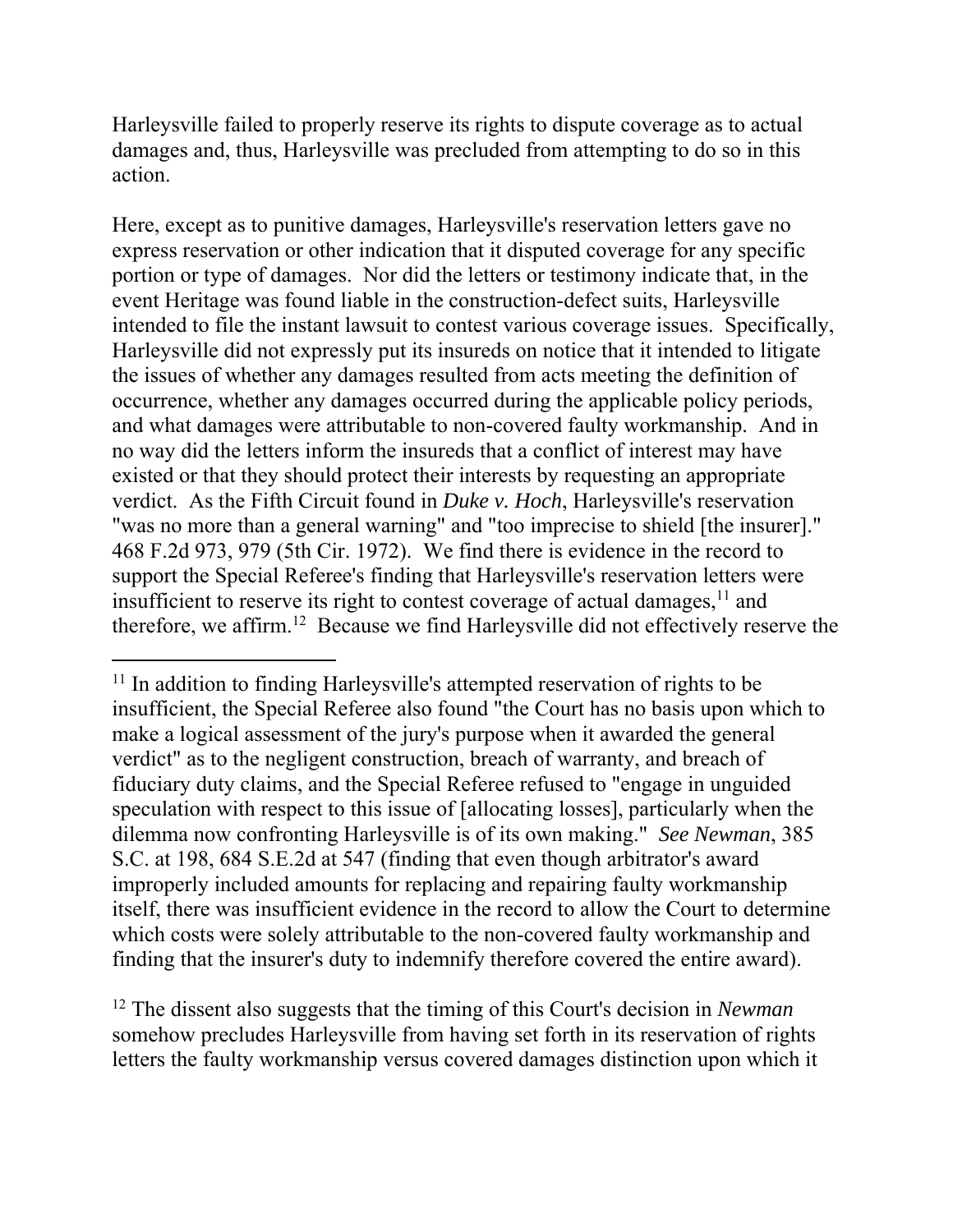Harleysville failed to properly reserve its rights to dispute coverage as to actual damages and, thus, Harleysville was precluded from attempting to do so in this action.

Here, except as to punitive damages, Harleysville's reservation letters gave no express reservation or other indication that it disputed coverage for any specific portion or type of damages. Nor did the letters or testimony indicate that, in the event Heritage was found liable in the construction-defect suits, Harleysville intended to file the instant lawsuit to contest various coverage issues. Specifically, Harleysville did not expressly put its insureds on notice that it intended to litigate the issues of whether any damages resulted from acts meeting the definition of occurrence, whether any damages occurred during the applicable policy periods, and what damages were attributable to non-covered faulty workmanship. And in no way did the letters inform the insureds that a conflict of interest may have existed or that they should protect their interests by requesting an appropriate verdict. As the Fifth Circuit found in *Duke v. Hoch*, Harleysville's reservation "was no more than a general warning" and "too imprecise to shield [the insurer]." 468 F.2d 973, 979 (5th Cir. 1972). We find there is evidence in the record to support the Special Referee's finding that Harleysville's reservation letters were insufficient to reserve its right to contest coverage of actual damages,[11] and therefore, we affirm.[12] Because we find Harleysville did not effectively reserve the

---

[11] In addition to finding Harleysville's attempted reservation of rights to be insufficient, the Special Referee also found "the Court has no basis upon which to make a logical assessment of the jury's purpose when it awarded the general verdict" as to the negligent construction, breach of warranty, and breach of fiduciary duty claims, and the Special Referee refused to "engage in unguided speculation with respect to this issue of [allocating losses], particularly when the dilemma now confronting Harleysville is of its own making." *See Newman*, 385 S.C. at 198, 684 S.E.2d at 547 (finding that even though arbitrator's award improperly included amounts for replacing and repairing faulty workmanship itself, there was insufficient evidence in the record to allow the Court to determine which costs were solely attributable to the non-covered faulty workmanship and finding that the insurer's duty to indemnify therefore covered the entire award).

[12] The dissent also suggests that the timing of this Court's decision in *Newman* somehow precludes Harleysville from having set forth in its reservation of rights letters the faulty workmanship versus covered damages distinction upon which it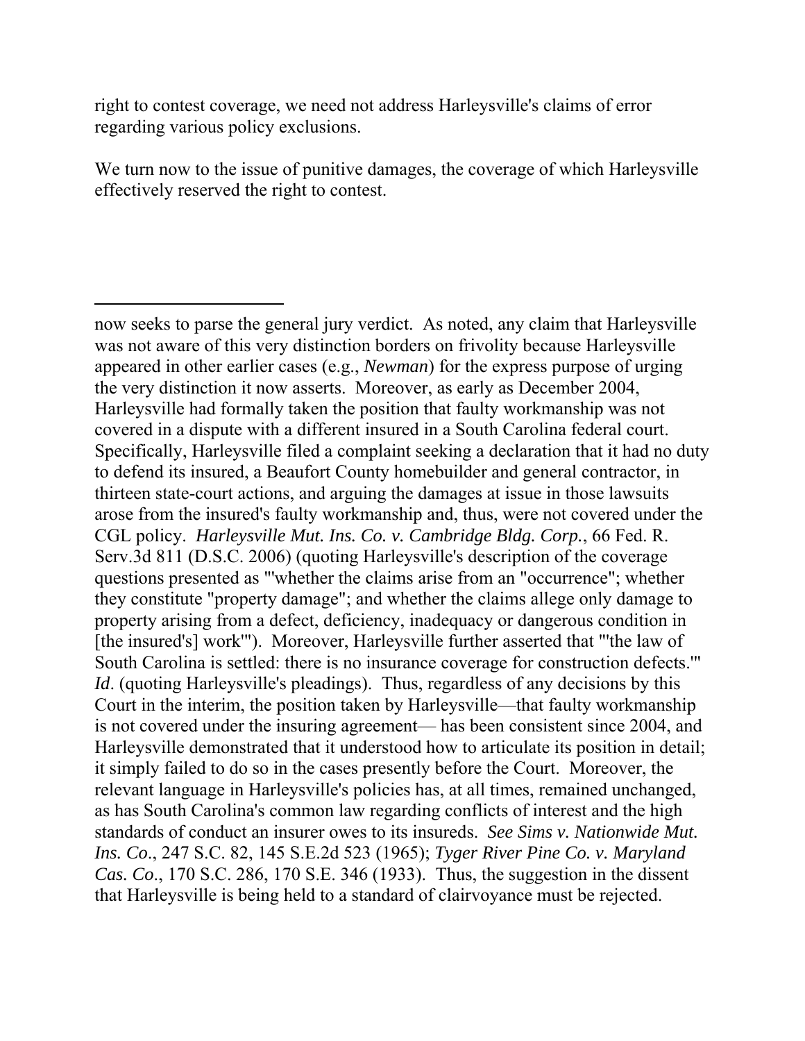right to contest coverage, we need not address Harleysville's claims of error regarding various policy exclusions.

We turn now to the issue of punitive damages, the coverage of which Harleysville effectively reserved the right to contest.

---

now seeks to parse the general jury verdict. As noted, any claim that Harleysville was not aware of this very distinction borders on frivolity because Harleysville appeared in other earlier cases (e.g., *Newman*) for the express purpose of urging the very distinction it now asserts. Moreover, as early as December 2004, Harleysville had formally taken the position that faulty workmanship was not covered in a dispute with a different insured in a South Carolina federal court. Specifically, Harleysville filed a complaint seeking a declaration that it had no duty to defend its insured, a Beaufort County homebuilder and general contractor, in thirteen state-court actions, and arguing the damages at issue in those lawsuits arose from the insured's faulty workmanship and, thus, were not covered under the CGL policy. *Harleysville Mut. Ins. Co. v. Cambridge Bldg. Corp.*, 66 Fed. R. Serv.3d 811 (D.S.C. 2006) (quoting Harleysville's description of the coverage questions presented as "'whether the claims arise from an "occurrence"; whether they constitute "property damage"; and whether the claims allege only damage to property arising from a defect, deficiency, inadequacy or dangerous condition in [the insured's] work'"). Moreover, Harleysville further asserted that "'the law of South Carolina is settled: there is no insurance coverage for construction defects.'" *Id*. (quoting Harleysville's pleadings). Thus, regardless of any decisions by this Court in the interim, the position taken by Harleysville—that faulty workmanship is not covered under the insuring agreement— has been consistent since 2004, and Harleysville demonstrated that it understood how to articulate its position in detail; it simply failed to do so in the cases presently before the Court. Moreover, the relevant language in Harleysville's policies has, at all times, remained unchanged, as has South Carolina's common law regarding conflicts of interest and the high standards of conduct an insurer owes to its insureds. *See Sims v. Nationwide Mut. Ins. Co*., 247 S.C. 82, 145 S.E.2d 523 (1965); *Tyger River Pine Co. v. Maryland Cas. Co*., 170 S.C. 286, 170 S.E. 346 (1933). Thus, the suggestion in the dissent that Harleysville is being held to a standard of clairvoyance must be rejected.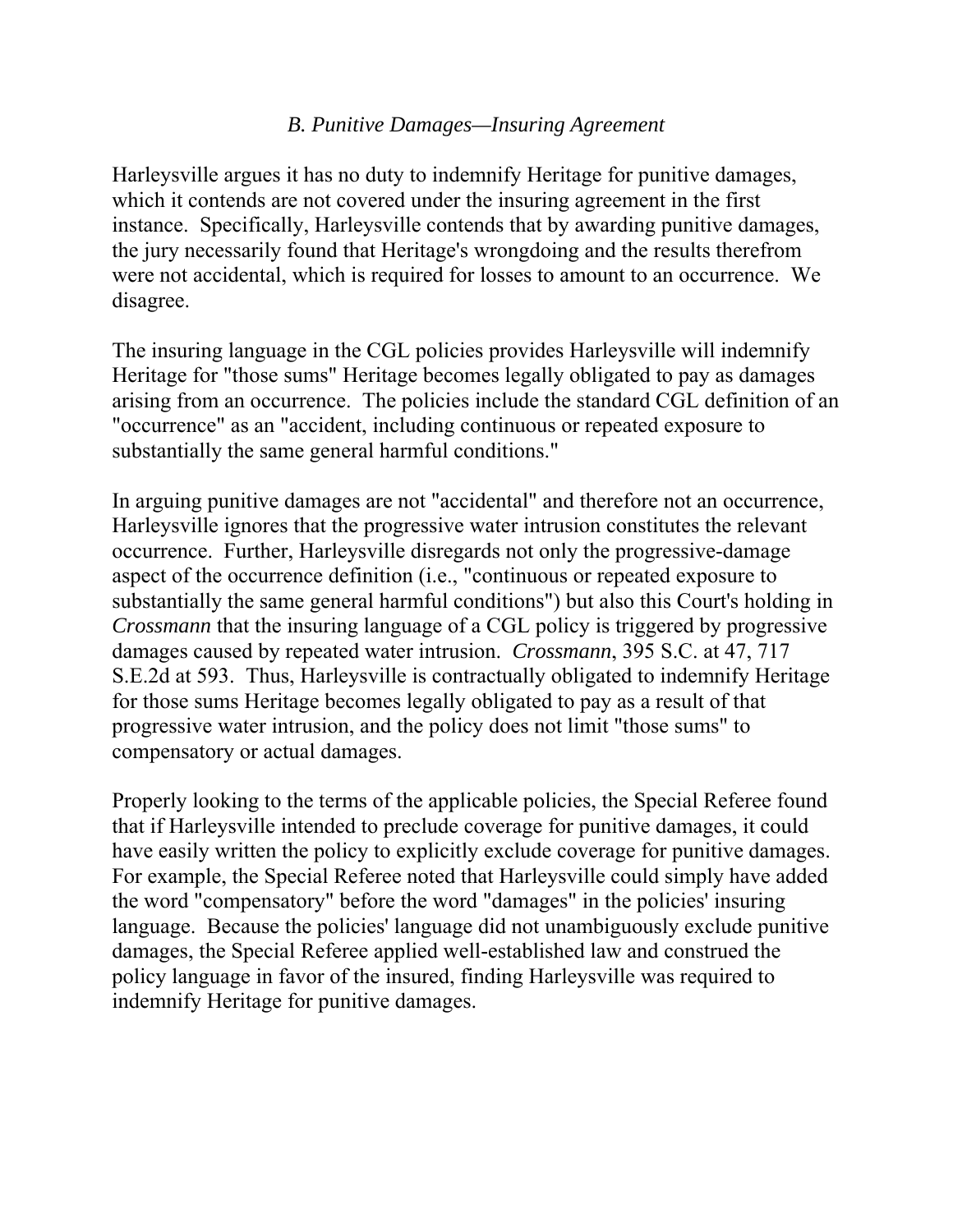### *B. Punitive Damages—Insuring Agreement*

Harleysville argues it has no duty to indemnify Heritage for punitive damages, which it contends are not covered under the insuring agreement in the first instance. Specifically, Harleysville contends that by awarding punitive damages, the jury necessarily found that Heritage's wrongdoing and the results therefrom were not accidental, which is required for losses to amount to an occurrence. We disagree.

The insuring language in the CGL policies provides Harleysville will indemnify Heritage for "those sums" Heritage becomes legally obligated to pay as damages arising from an occurrence. The policies include the standard CGL definition of an "occurrence" as an "accident, including continuous or repeated exposure to substantially the same general harmful conditions."

In arguing punitive damages are not "accidental" and therefore not an occurrence, Harleysville ignores that the progressive water intrusion constitutes the relevant occurrence. Further, Harleysville disregards not only the progressive-damage aspect of the occurrence definition (i.e., "continuous or repeated exposure to substantially the same general harmful conditions") but also this Court's holding in *Crossmann* that the insuring language of a CGL policy is triggered by progressive damages caused by repeated water intrusion. *Crossmann*, 395 S.C. at 47, 717 S.E.2d at 593. Thus, Harleysville is contractually obligated to indemnify Heritage for those sums Heritage becomes legally obligated to pay as a result of that progressive water intrusion, and the policy does not limit "those sums" to compensatory or actual damages.

Properly looking to the terms of the applicable policies, the Special Referee found that if Harleysville intended to preclude coverage for punitive damages, it could have easily written the policy to explicitly exclude coverage for punitive damages. For example, the Special Referee noted that Harleysville could simply have added the word "compensatory" before the word "damages" in the policies' insuring language. Because the policies' language did not unambiguously exclude punitive damages, the Special Referee applied well-established law and construed the policy language in favor of the insured, finding Harleysville was required to indemnify Heritage for punitive damages.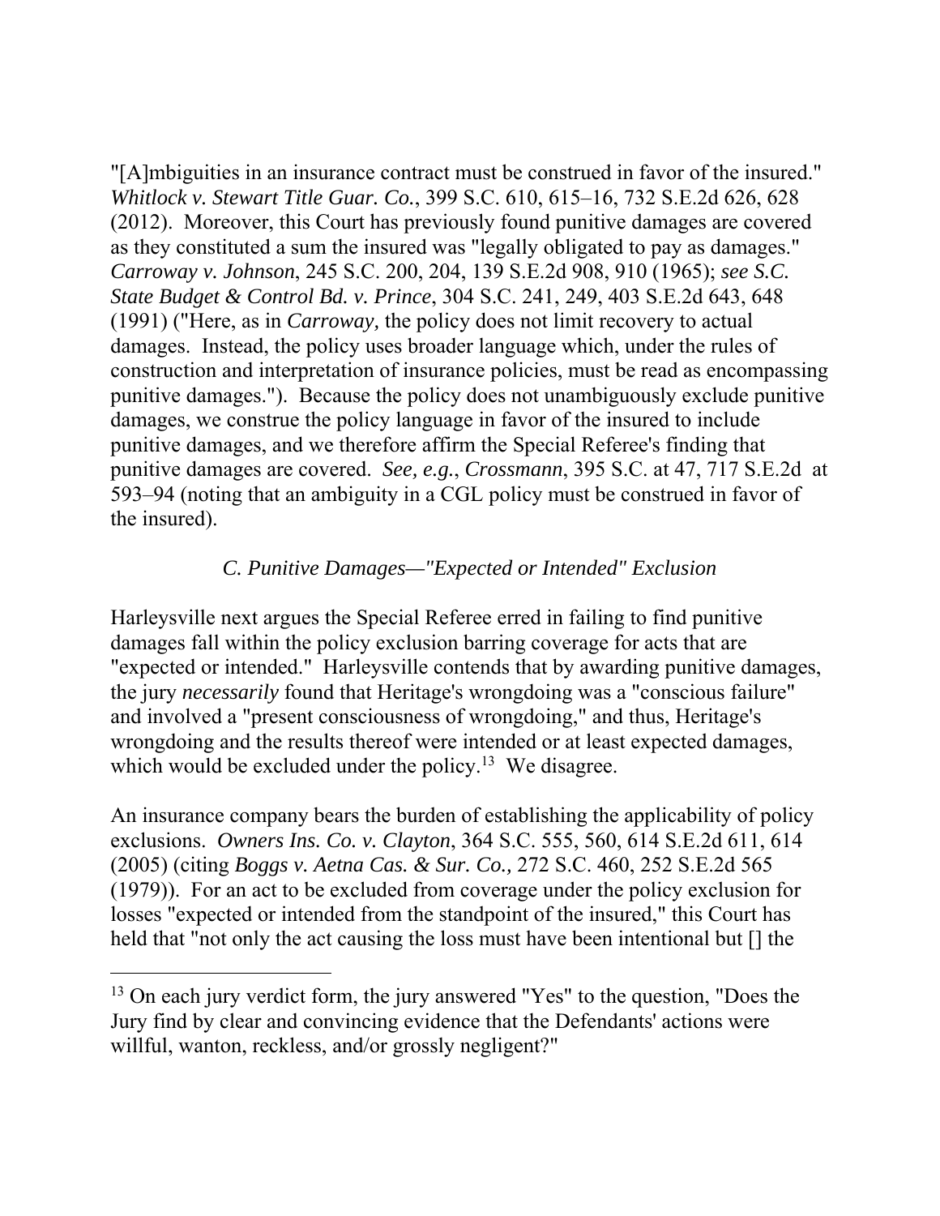"[A]mbiguities in an insurance contract must be construed in favor of the insured." *Whitlock v. Stewart Title Guar. Co.*, 399 S.C. 610, 615–16, 732 S.E.2d 626, 628 (2012). Moreover, this Court has previously found punitive damages are covered as they constituted a sum the insured was "legally obligated to pay as damages." *Carroway v. Johnson*, 245 S.C. 200, 204, 139 S.E.2d 908, 910 (1965); *see S.C. State Budget & Control Bd. v. Prince*, 304 S.C. 241, 249, 403 S.E.2d 643, 648 (1991) ("Here, as in *Carroway,* the policy does not limit recovery to actual damages. Instead, the policy uses broader language which, under the rules of construction and interpretation of insurance policies, must be read as encompassing punitive damages."). Because the policy does not unambiguously exclude punitive damages, we construe the policy language in favor of the insured to include punitive damages, and we therefore affirm the Special Referee's finding that punitive damages are covered. *See, e.g.*, *Crossmann*, 395 S.C. at 47, 717 S.E.2d at 593–94 (noting that an ambiguity in a CGL policy must be construed in favor of the insured).

### *C. Punitive Damages—"Expected or Intended" Exclusion*

Harleysville next argues the Special Referee erred in failing to find punitive damages fall within the policy exclusion barring coverage for acts that are "expected or intended." Harleysville contends that by awarding punitive damages, the jury *necessarily* found that Heritage's wrongdoing was a "conscious failure" and involved a "present consciousness of wrongdoing," and thus, Heritage's wrongdoing and the results thereof were intended or at least expected damages, which would be excluded under the policy.[13] We disagree.

An insurance company bears the burden of establishing the applicability of policy exclusions. *Owners Ins. Co. v. Clayton*, 364 S.C. 555, 560, 614 S.E.2d 611, 614 (2005) (citing *Boggs v. Aetna Cas. & Sur. Co.,* 272 S.C. 460, 252 S.E.2d 565 (1979)). For an act to be excluded from coverage under the policy exclusion for losses "expected or intended from the standpoint of the insured," this Court has held that "not only the act causing the loss must have been intentional but [] the

---

[13] On each jury verdict form, the jury answered "Yes" to the question, "Does the Jury find by clear and convincing evidence that the Defendants' actions were willful, wanton, reckless, and/or grossly negligent?"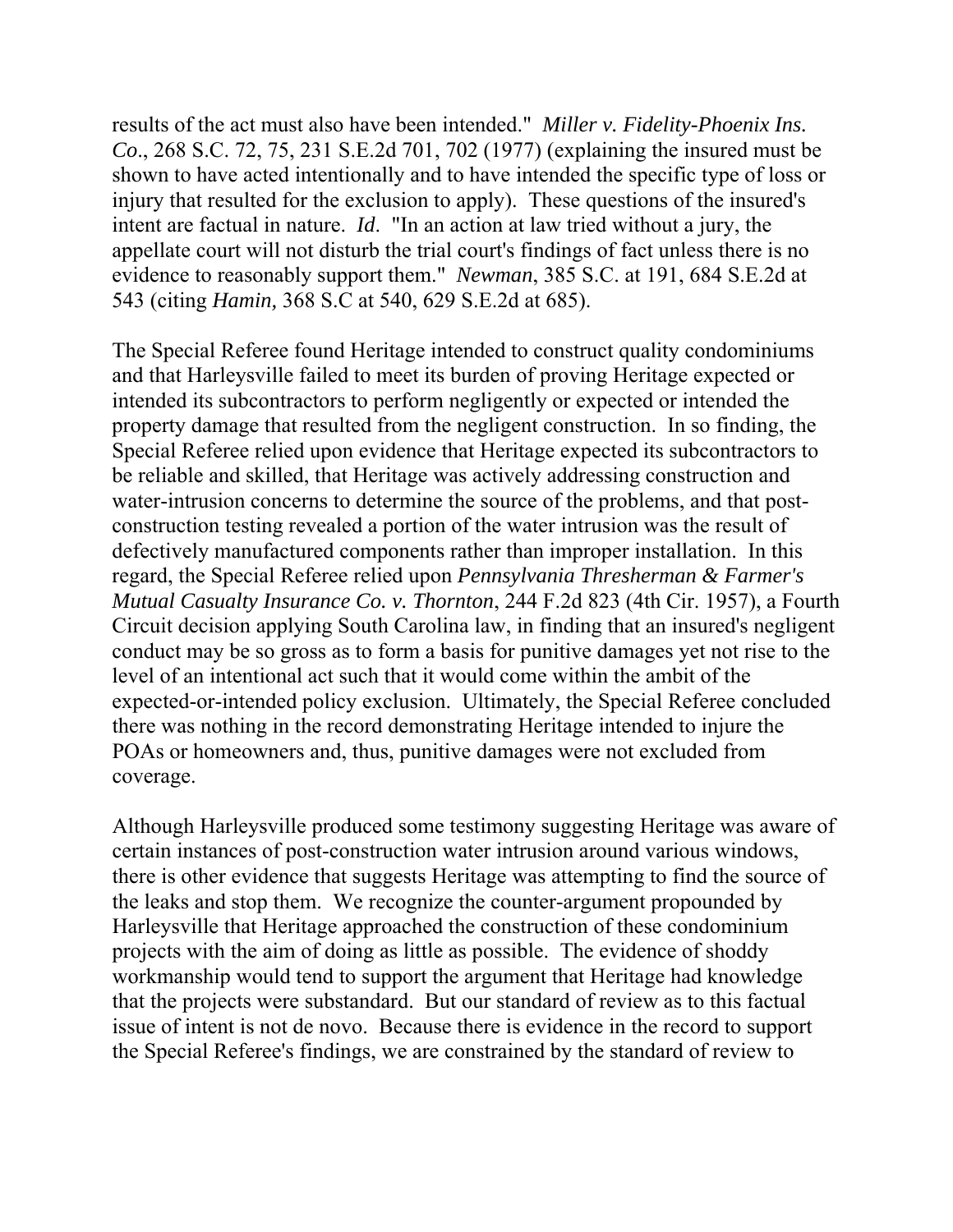results of the act must also have been intended." *Miller v. Fidelity-Phoenix Ins. Co*., 268 S.C. 72, 75, 231 S.E.2d 701, 702 (1977) (explaining the insured must be shown to have acted intentionally and to have intended the specific type of loss or injury that resulted for the exclusion to apply). These questions of the insured's intent are factual in nature. *Id*. "In an action at law tried without a jury, the appellate court will not disturb the trial court's findings of fact unless there is no evidence to reasonably support them." *Newman*, 385 S.C. at 191, 684 S.E.2d at 543 (citing *Hamin,* 368 S.C at 540, 629 S.E.2d at 685).

The Special Referee found Heritage intended to construct quality condominiums and that Harleysville failed to meet its burden of proving Heritage expected or intended its subcontractors to perform negligently or expected or intended the property damage that resulted from the negligent construction. In so finding, the Special Referee relied upon evidence that Heritage expected its subcontractors to be reliable and skilled, that Heritage was actively addressing construction and water-intrusion concerns to determine the source of the problems, and that post-construction testing revealed a portion of the water intrusion was the result of defectively manufactured components rather than improper installation. In this regard, the Special Referee relied upon *Pennsylvania Thresherman & Farmer's Mutual Casualty Insurance Co. v. Thornton*, 244 F.2d 823 (4th Cir. 1957), a Fourth Circuit decision applying South Carolina law, in finding that an insured's negligent conduct may be so gross as to form a basis for punitive damages yet not rise to the level of an intentional act such that it would come within the ambit of the expected-or-intended policy exclusion. Ultimately, the Special Referee concluded there was nothing in the record demonstrating Heritage intended to injure the POAs or homeowners and, thus, punitive damages were not excluded from coverage.

Although Harleysville produced some testimony suggesting Heritage was aware of certain instances of post-construction water intrusion around various windows, there is other evidence that suggests Heritage was attempting to find the source of the leaks and stop them. We recognize the counter-argument propounded by Harleysville that Heritage approached the construction of these condominium projects with the aim of doing as little as possible. The evidence of shoddy workmanship would tend to support the argument that Heritage had knowledge that the projects were substandard. But our standard of review as to this factual issue of intent is not de novo. Because there is evidence in the record to support the Special Referee's findings, we are constrained by the standard of review to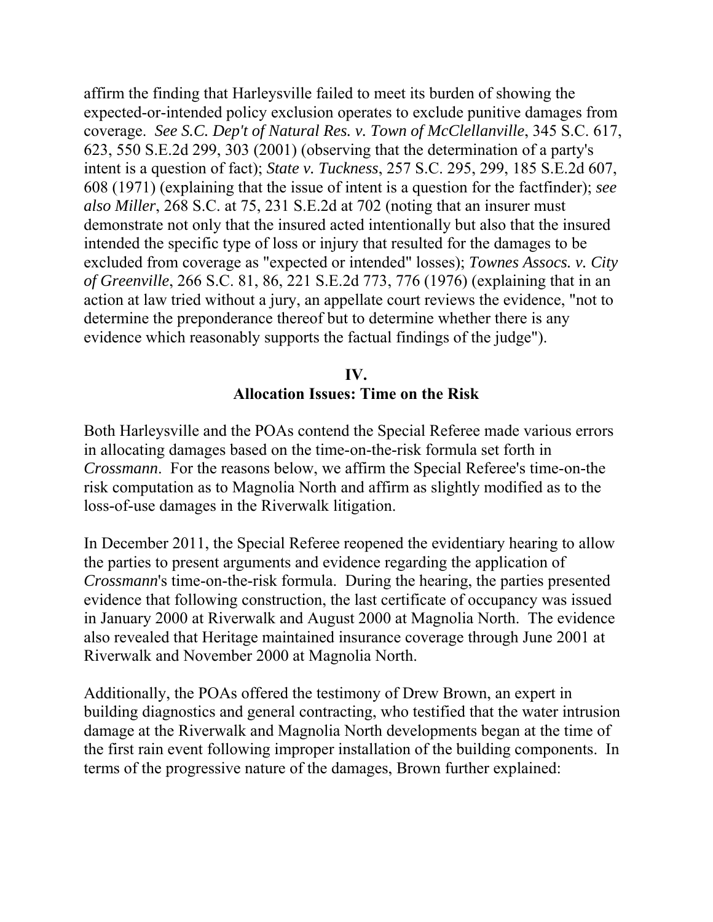affirm the finding that Harleysville failed to meet its burden of showing the expected-or-intended policy exclusion operates to exclude punitive damages from coverage. *See S.C. Dep't of Natural Res. v. Town of McClellanville*, 345 S.C. 617, 623, 550 S.E.2d 299, 303 (2001) (observing that the determination of a party's intent is a question of fact); *State v. Tuckness*, 257 S.C. 295, 299, 185 S.E.2d 607, 608 (1971) (explaining that the issue of intent is a question for the factfinder); *see also Miller*, 268 S.C. at 75, 231 S.E.2d at 702 (noting that an insurer must demonstrate not only that the insured acted intentionally but also that the insured intended the specific type of loss or injury that resulted for the damages to be excluded from coverage as "expected or intended" losses); *Townes Assocs. v. City of Greenville*, 266 S.C. 81, 86, 221 S.E.2d 773, 776 (1976) (explaining that in an action at law tried without a jury, an appellate court reviews the evidence, "not to determine the preponderance thereof but to determine whether there is any evidence which reasonably supports the factual findings of the judge").

## IV.
## Allocation Issues: Time on the Risk

Both Harleysville and the POAs contend the Special Referee made various errors in allocating damages based on the time-on-the-risk formula set forth in *Crossmann*. For the reasons below, we affirm the Special Referee's time-on-the risk computation as to Magnolia North and affirm as slightly modified as to the loss-of-use damages in the Riverwalk litigation.

In December 2011, the Special Referee reopened the evidentiary hearing to allow the parties to present arguments and evidence regarding the application of *Crossmann*'s time-on-the-risk formula. During the hearing, the parties presented evidence that following construction, the last certificate of occupancy was issued in January 2000 at Riverwalk and August 2000 at Magnolia North. The evidence also revealed that Heritage maintained insurance coverage through June 2001 at Riverwalk and November 2000 at Magnolia North.

Additionally, the POAs offered the testimony of Drew Brown, an expert in building diagnostics and general contracting, who testified that the water intrusion damage at the Riverwalk and Magnolia North developments began at the time of the first rain event following improper installation of the building components. In terms of the progressive nature of the damages, Brown further explained: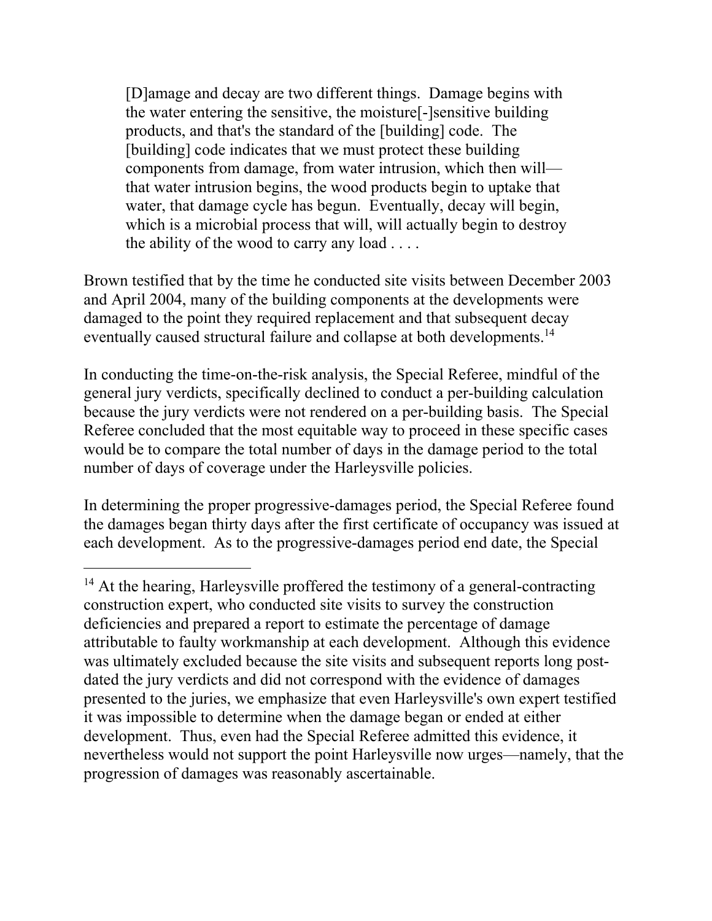> [D]amage and decay are two different things. Damage begins with the water entering the sensitive, the moisture[-]sensitive building products, and that's the standard of the [building] code. The [building] code indicates that we must protect these building components from damage, from water intrusion, which then will—that water intrusion begins, the wood products begin to uptake that water, that damage cycle has begun. Eventually, decay will begin, which is a microbial process that will, will actually begin to destroy the ability of the wood to carry any load . . . .

Brown testified that by the time he conducted site visits between December 2003 and April 2004, many of the building components at the developments were damaged to the point they required replacement and that subsequent decay eventually caused structural failure and collapse at both developments.[14]

In conducting the time-on-the-risk analysis, the Special Referee, mindful of the general jury verdicts, specifically declined to conduct a per-building calculation because the jury verdicts were not rendered on a per-building basis. The Special Referee concluded that the most equitable way to proceed in these specific cases would be to compare the total number of days in the damage period to the total number of days of coverage under the Harleysville policies.

In determining the proper progressive-damages period, the Special Referee found the damages began thirty days after the first certificate of occupancy was issued at each development. As to the progressive-damages period end date, the Special

---

[14] At the hearing, Harleysville proffered the testimony of a general-contracting construction expert, who conducted site visits to survey the construction deficiencies and prepared a report to estimate the percentage of damage attributable to faulty workmanship at each development. Although this evidence was ultimately excluded because the site visits and subsequent reports long post-dated the jury verdicts and did not correspond with the evidence of damages presented to the juries, we emphasize that even Harleysville's own expert testified it was impossible to determine when the damage began or ended at either development. Thus, even had the Special Referee admitted this evidence, it nevertheless would not support the point Harleysville now urges—namely, that the progression of damages was reasonably ascertainable.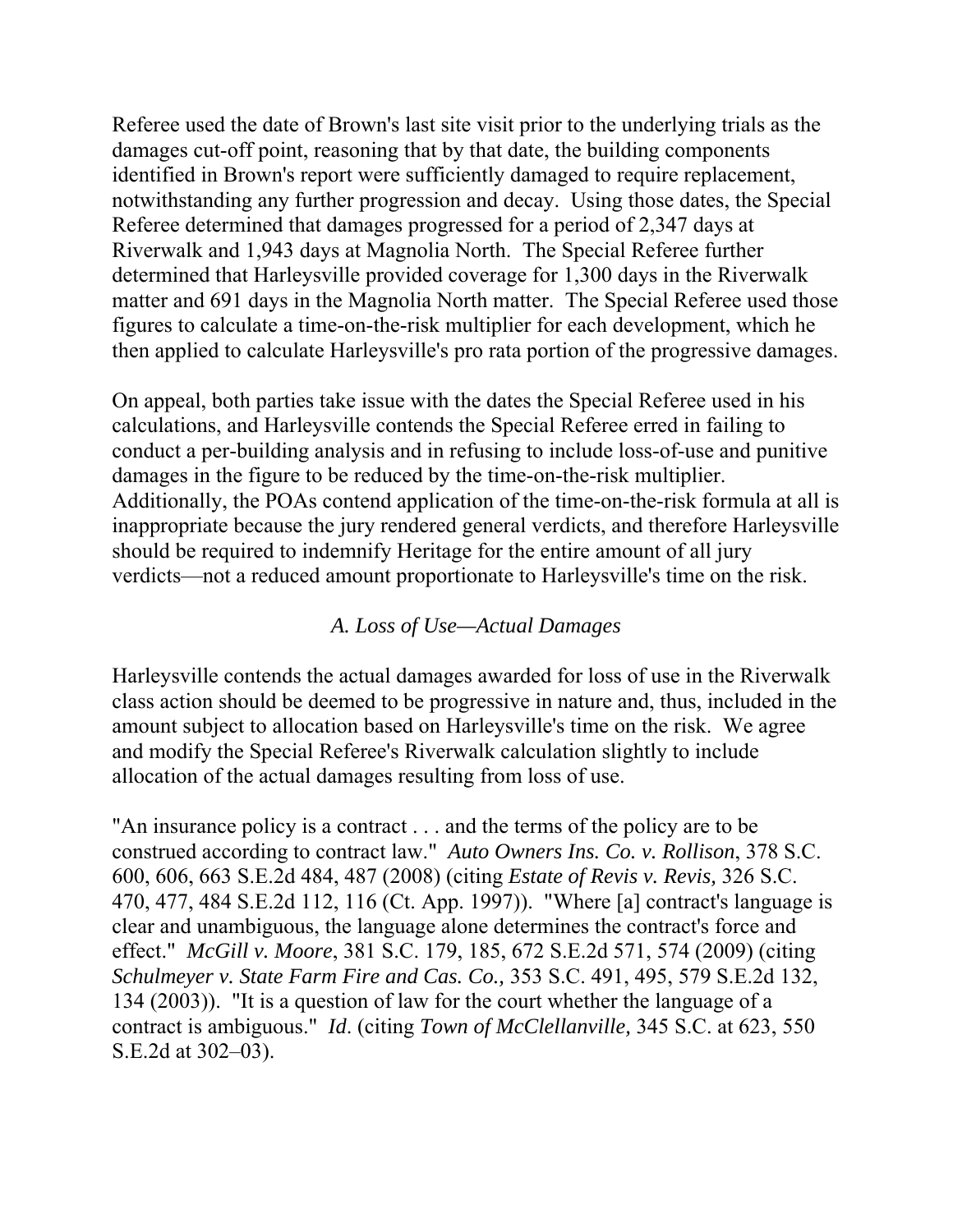Referee used the date of Brown's last site visit prior to the underlying trials as the damages cut-off point, reasoning that by that date, the building components identified in Brown's report were sufficiently damaged to require replacement, notwithstanding any further progression and decay. Using those dates, the Special Referee determined that damages progressed for a period of 2,347 days at Riverwalk and 1,943 days at Magnolia North. The Special Referee further determined that Harleysville provided coverage for 1,300 days in the Riverwalk matter and 691 days in the Magnolia North matter. The Special Referee used those figures to calculate a time-on-the-risk multiplier for each development, which he then applied to calculate Harleysville's pro rata portion of the progressive damages.

On appeal, both parties take issue with the dates the Special Referee used in his calculations, and Harleysville contends the Special Referee erred in failing to conduct a per-building analysis and in refusing to include loss-of-use and punitive damages in the figure to be reduced by the time-on-the-risk multiplier. Additionally, the POAs contend application of the time-on-the-risk formula at all is inappropriate because the jury rendered general verdicts, and therefore Harleysville should be required to indemnify Heritage for the entire amount of all jury verdicts—not a reduced amount proportionate to Harleysville's time on the risk.

### *A. Loss of Use—Actual Damages*

Harleysville contends the actual damages awarded for loss of use in the Riverwalk class action should be deemed to be progressive in nature and, thus, included in the amount subject to allocation based on Harleysville's time on the risk. We agree and modify the Special Referee's Riverwalk calculation slightly to include allocation of the actual damages resulting from loss of use.

"An insurance policy is a contract . . . and the terms of the policy are to be construed according to contract law." *Auto Owners Ins. Co. v. Rollison*, 378 S.C. 600, 606, 663 S.E.2d 484, 487 (2008) (citing *Estate of Revis v. Revis,* 326 S.C. 470, 477, 484 S.E.2d 112, 116 (Ct. App. 1997)). "Where [a] contract's language is clear and unambiguous, the language alone determines the contract's force and effect." *McGill v. Moore*, 381 S.C. 179, 185, 672 S.E.2d 571, 574 (2009) (citing *Schulmeyer v. State Farm Fire and Cas. Co.,* 353 S.C. 491, 495, 579 S.E.2d 132, 134 (2003)). "It is a question of law for the court whether the language of a contract is ambiguous." *Id*. (citing *Town of McClellanville,* 345 S.C. at 623, 550 S.E.2d at 302–03).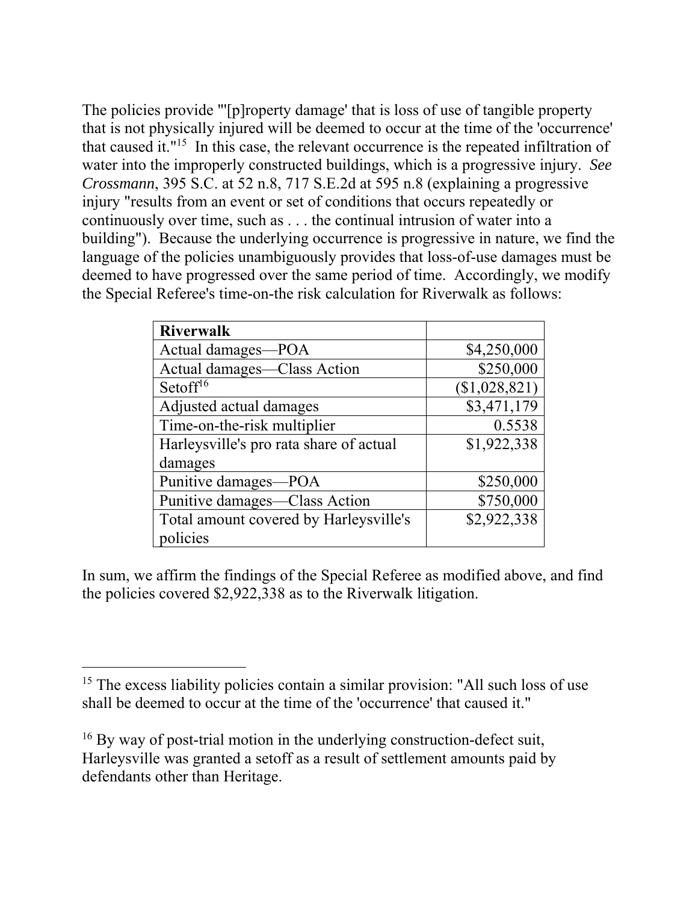The policies provide "'[p]roperty damage' that is loss of use of tangible property that is not physically injured will be deemed to occur at the time of the 'occurrence' that caused it."[15] In this case, the relevant occurrence is the repeated infiltration of water into the improperly constructed buildings, which is a progressive injury. *See Crossmann*, 395 S.C. at 52 n.8, 717 S.E.2d at 595 n.8 (explaining a progressive injury "results from an event or set of conditions that occurs repeatedly or continuously over time, such as . . . the continual intrusion of water into a building"). Because the underlying occurrence is progressive in nature, we find the language of the policies unambiguously provides that loss-of-use damages must be deemed to have progressed over the same period of time. Accordingly, we modify the Special Referee's time-on-the risk calculation for Riverwalk as follows:

| **Riverwalk** | |
|---|---:|
| Actual damages—POA | $4,250,000 |
| Actual damages—Class Action | $250,000 |
| Setoff[16] | ($1,028,821) |
| Adjusted actual damages | $3,471,179 |
| Time-on-the-risk multiplier | 0.5538 |
| Harleysville's pro rata share of actual damages | $1,922,338 |
| Punitive damages—POA | $250,000 |
| Punitive damages—Class Action | $750,000 |
| Total amount covered by Harleysville's policies | $2,922,338 |

In sum, we affirm the findings of the Special Referee as modified above, and find the policies covered $2,922,338 as to the Riverwalk litigation.

---

[15] The excess liability policies contain a similar provision: "All such loss of use shall be deemed to occur at the time of the 'occurrence' that caused it."

[16] By way of post-trial motion in the underlying construction-defect suit, Harleysville was granted a setoff as a result of settlement amounts paid by defendants other than Heritage.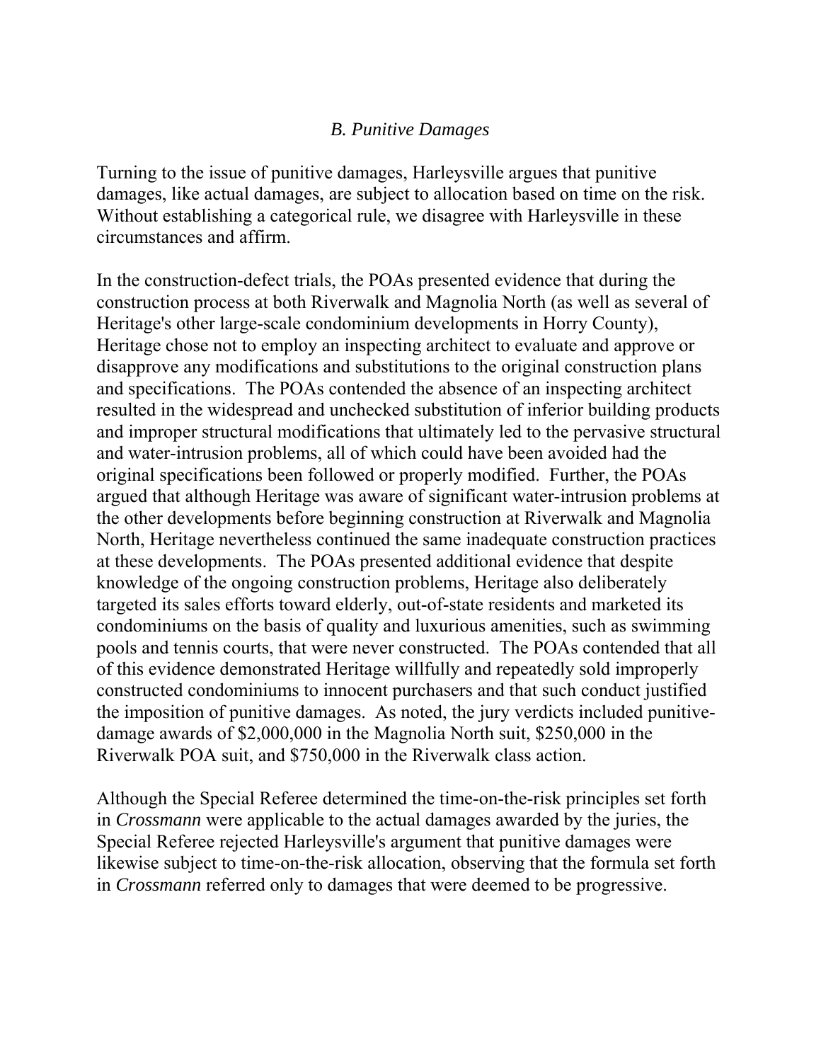### *B. Punitive Damages*

Turning to the issue of punitive damages, Harleysville argues that punitive damages, like actual damages, are subject to allocation based on time on the risk. Without establishing a categorical rule, we disagree with Harleysville in these circumstances and affirm.

In the construction-defect trials, the POAs presented evidence that during the construction process at both Riverwalk and Magnolia North (as well as several of Heritage's other large-scale condominium developments in Horry County), Heritage chose not to employ an inspecting architect to evaluate and approve or disapprove any modifications and substitutions to the original construction plans and specifications. The POAs contended the absence of an inspecting architect resulted in the widespread and unchecked substitution of inferior building products and improper structural modifications that ultimately led to the pervasive structural and water-intrusion problems, all of which could have been avoided had the original specifications been followed or properly modified. Further, the POAs argued that although Heritage was aware of significant water-intrusion problems at the other developments before beginning construction at Riverwalk and Magnolia North, Heritage nevertheless continued the same inadequate construction practices at these developments. The POAs presented additional evidence that despite knowledge of the ongoing construction problems, Heritage also deliberately targeted its sales efforts toward elderly, out-of-state residents and marketed its condominiums on the basis of quality and luxurious amenities, such as swimming pools and tennis courts, that were never constructed. The POAs contended that all of this evidence demonstrated Heritage willfully and repeatedly sold improperly constructed condominiums to innocent purchasers and that such conduct justified the imposition of punitive damages. As noted, the jury verdicts included punitive-damage awards of $2,000,000 in the Magnolia North suit, $250,000 in the Riverwalk POA suit, and $750,000 in the Riverwalk class action.

Although the Special Referee determined the time-on-the-risk principles set forth in *Crossmann* were applicable to the actual damages awarded by the juries, the Special Referee rejected Harleysville's argument that punitive damages were likewise subject to time-on-the-risk allocation, observing that the formula set forth in *Crossmann* referred only to damages that were deemed to be progressive.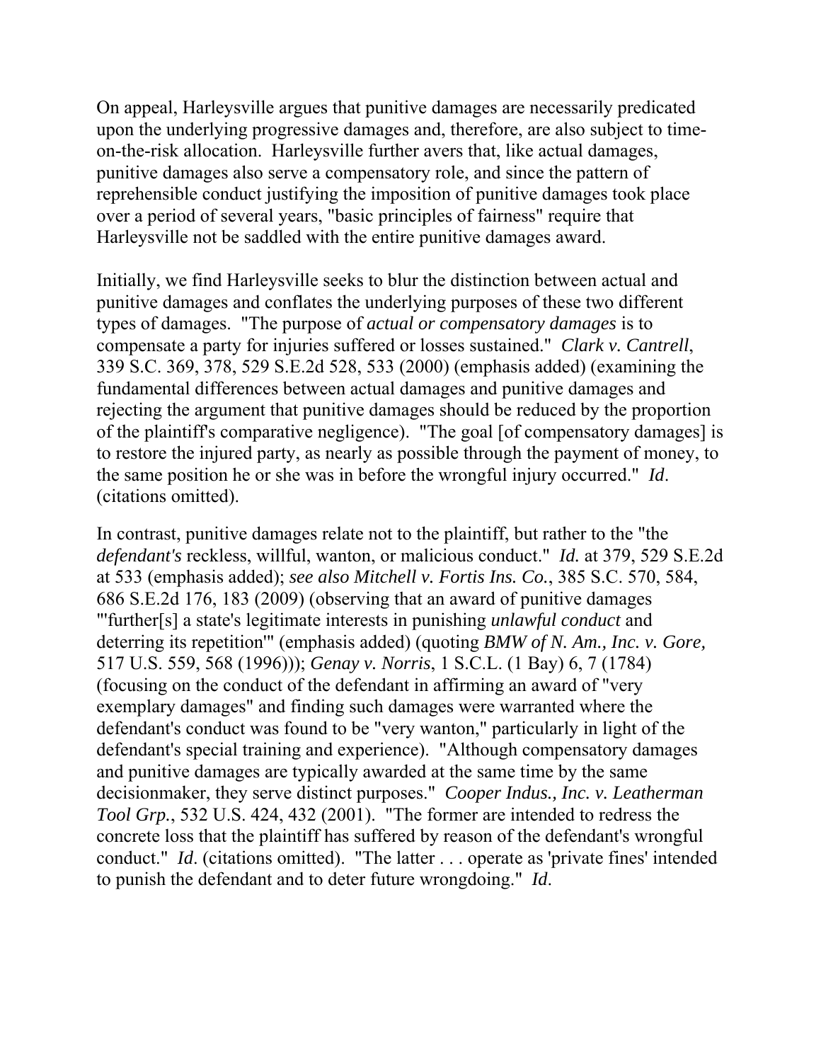On appeal, Harleysville argues that punitive damages are necessarily predicated upon the underlying progressive damages and, therefore, are also subject to time-on-the-risk allocation. Harleysville further avers that, like actual damages, punitive damages also serve a compensatory role, and since the pattern of reprehensible conduct justifying the imposition of punitive damages took place over a period of several years, "basic principles of fairness" require that Harleysville not be saddled with the entire punitive damages award.

Initially, we find Harleysville seeks to blur the distinction between actual and punitive damages and conflates the underlying purposes of these two different types of damages. "The purpose of *actual or compensatory damages* is to compensate a party for injuries suffered or losses sustained." *Clark v. Cantrell*, 339 S.C. 369, 378, 529 S.E.2d 528, 533 (2000) (emphasis added) (examining the fundamental differences between actual damages and punitive damages and rejecting the argument that punitive damages should be reduced by the proportion of the plaintiff's comparative negligence). "The goal [of compensatory damages] is to restore the injured party, as nearly as possible through the payment of money, to the same position he or she was in before the wrongful injury occurred." *Id*. (citations omitted).

In contrast, punitive damages relate not to the plaintiff, but rather to the "the *defendant's* reckless, willful, wanton, or malicious conduct." *Id.* at 379, 529 S.E.2d at 533 (emphasis added); *see also Mitchell v. Fortis Ins. Co.*, 385 S.C. 570, 584, 686 S.E.2d 176, 183 (2009) (observing that an award of punitive damages "'further[s] a state's legitimate interests in punishing *unlawful conduct* and deterring its repetition'" (emphasis added) (quoting *BMW of N. Am., Inc. v. Gore,* 517 U.S. 559, 568 (1996))); *Genay v. Norris*, 1 S.C.L. (1 Bay) 6, 7 (1784) (focusing on the conduct of the defendant in affirming an award of "very exemplary damages" and finding such damages were warranted where the defendant's conduct was found to be "very wanton," particularly in light of the defendant's special training and experience). "Although compensatory damages and punitive damages are typically awarded at the same time by the same decisionmaker, they serve distinct purposes." *Cooper Indus., Inc. v. Leatherman Tool Grp.*, 532 U.S. 424, 432 (2001). "The former are intended to redress the concrete loss that the plaintiff has suffered by reason of the defendant's wrongful conduct." *Id*. (citations omitted). "The latter . . . operate as 'private fines' intended to punish the defendant and to deter future wrongdoing." *Id*.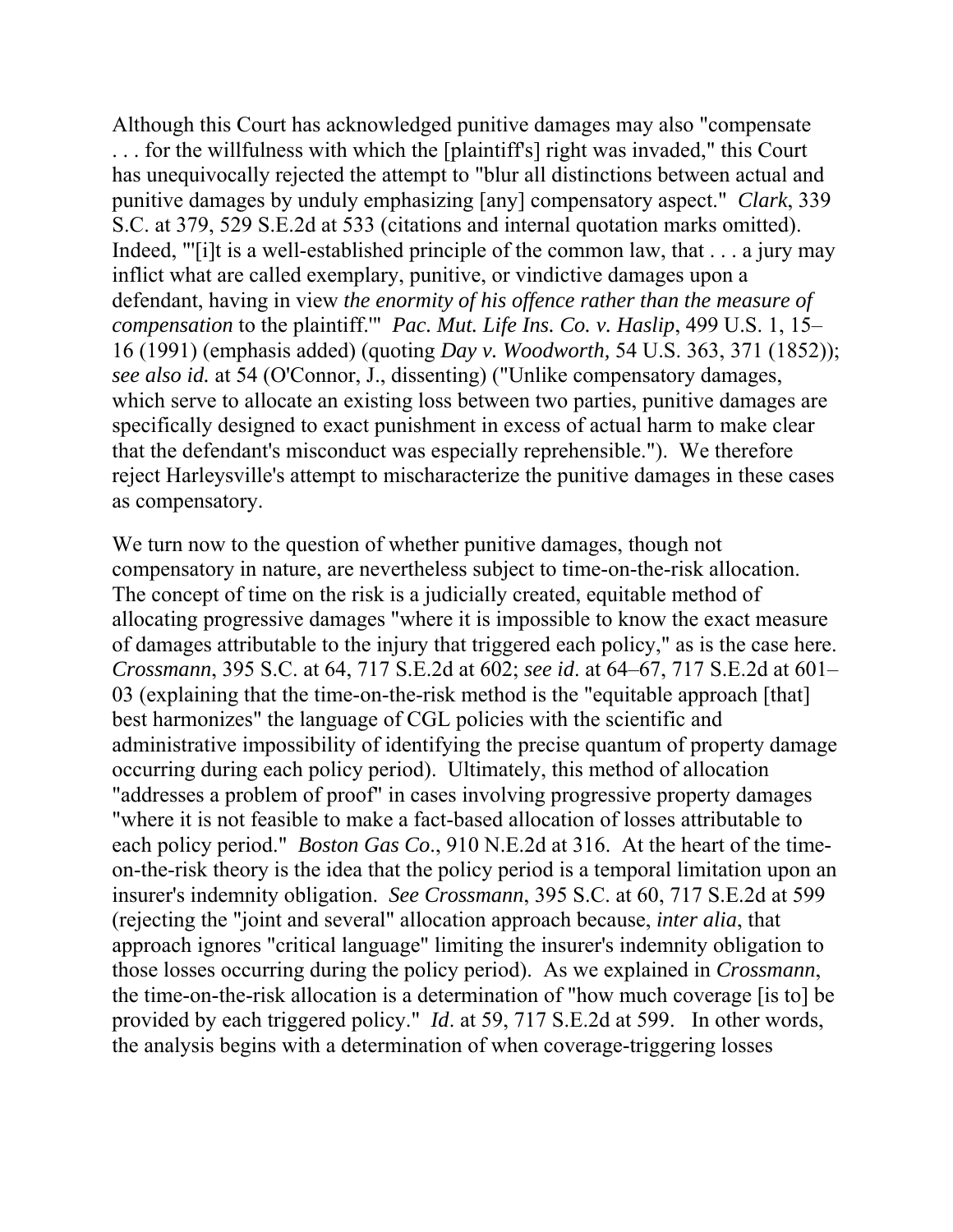Although this Court has acknowledged punitive damages may also "compensate . . . for the willfulness with which the [plaintiff's] right was invaded," this Court has unequivocally rejected the attempt to "blur all distinctions between actual and punitive damages by unduly emphasizing [any] compensatory aspect." *Clark*, 339 S.C. at 379, 529 S.E.2d at 533 (citations and internal quotation marks omitted). Indeed, "'[i]t is a well-established principle of the common law, that . . . a jury may inflict what are called exemplary, punitive, or vindictive damages upon a defendant, having in view *the enormity of his offence rather than the measure of compensation* to the plaintiff.'" *Pac. Mut. Life Ins. Co. v. Haslip*, 499 U.S. 1, 15–16 (1991) (emphasis added) (quoting *Day v. Woodworth,* 54 U.S. 363, 371 (1852)); *see also id.* at 54 (O'Connor, J., dissenting) ("Unlike compensatory damages, which serve to allocate an existing loss between two parties, punitive damages are specifically designed to exact punishment in excess of actual harm to make clear that the defendant's misconduct was especially reprehensible."). We therefore reject Harleysville's attempt to mischaracterize the punitive damages in these cases as compensatory.

We turn now to the question of whether punitive damages, though not compensatory in nature, are nevertheless subject to time-on-the-risk allocation. The concept of time on the risk is a judicially created, equitable method of allocating progressive damages "where it is impossible to know the exact measure of damages attributable to the injury that triggered each policy," as is the case here. *Crossmann*, 395 S.C. at 64, 717 S.E.2d at 602; *see id*. at 64–67, 717 S.E.2d at 601–03 (explaining that the time-on-the-risk method is the "equitable approach [that] best harmonizes" the language of CGL policies with the scientific and administrative impossibility of identifying the precise quantum of property damage occurring during each policy period). Ultimately, this method of allocation "addresses a problem of proof" in cases involving progressive property damages "where it is not feasible to make a fact-based allocation of losses attributable to each policy period." *Boston Gas Co*., 910 N.E.2d at 316. At the heart of the time-on-the-risk theory is the idea that the policy period is a temporal limitation upon an insurer's indemnity obligation. *See Crossmann*, 395 S.C. at 60, 717 S.E.2d at 599 (rejecting the "joint and several" allocation approach because, *inter alia*, that approach ignores "critical language" limiting the insurer's indemnity obligation to those losses occurring during the policy period). As we explained in *Crossmann*, the time-on-the-risk allocation is a determination of "how much coverage [is to] be provided by each triggered policy." *Id*. at 59, 717 S.E.2d at 599. In other words, the analysis begins with a determination of when coverage-triggering losses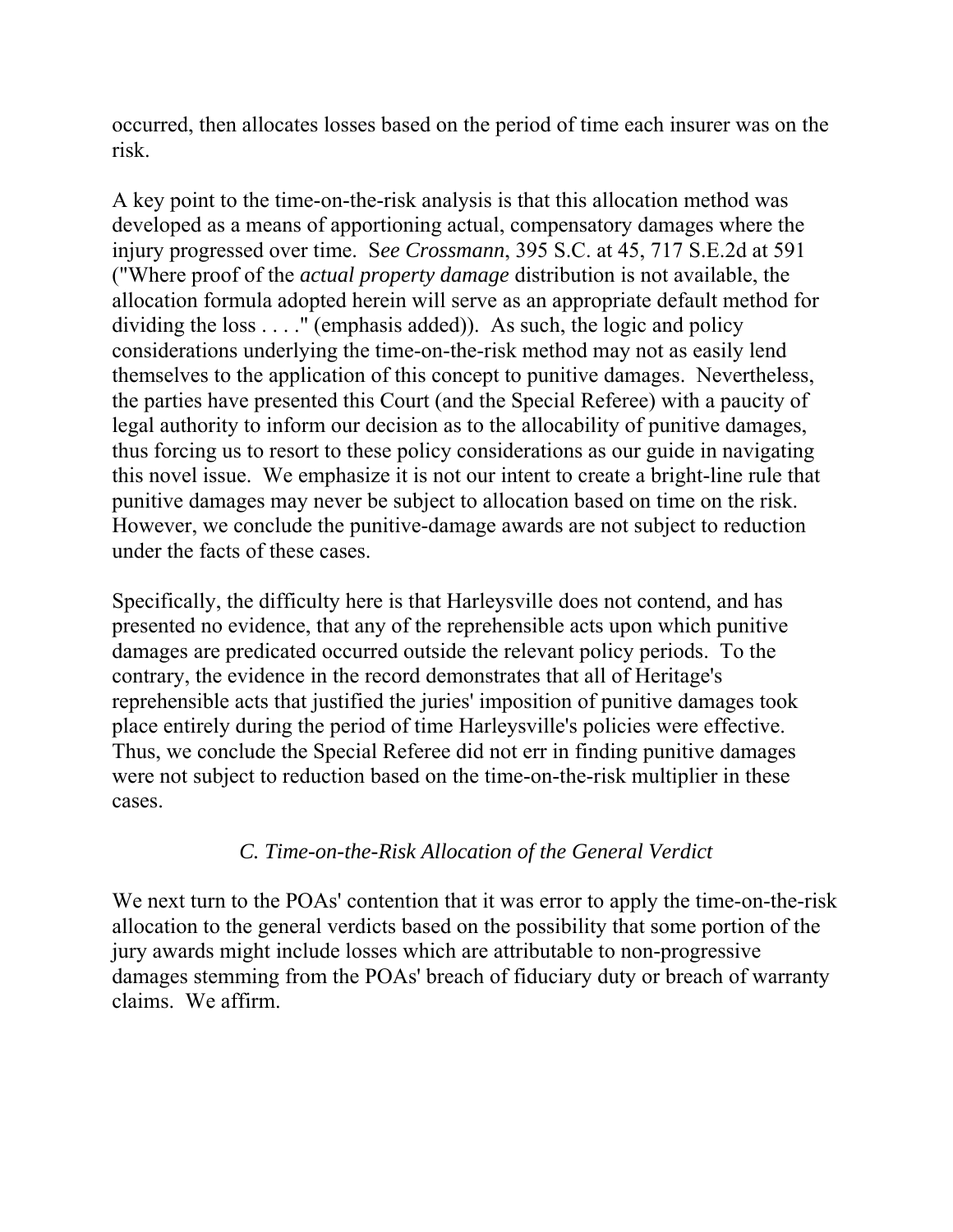occurred, then allocates losses based on the period of time each insurer was on the risk.

A key point to the time-on-the-risk analysis is that this allocation method was developed as a means of apportioning actual, compensatory damages where the injury progressed over time. S*ee Crossmann*, 395 S.C. at 45, 717 S.E.2d at 591 ("Where proof of the *actual property damage* distribution is not available, the allocation formula adopted herein will serve as an appropriate default method for dividing the loss . . . ." (emphasis added)). As such, the logic and policy considerations underlying the time-on-the-risk method may not as easily lend themselves to the application of this concept to punitive damages. Nevertheless, the parties have presented this Court (and the Special Referee) with a paucity of legal authority to inform our decision as to the allocability of punitive damages, thus forcing us to resort to these policy considerations as our guide in navigating this novel issue. We emphasize it is not our intent to create a bright-line rule that punitive damages may never be subject to allocation based on time on the risk. However, we conclude the punitive-damage awards are not subject to reduction under the facts of these cases.

Specifically, the difficulty here is that Harleysville does not contend, and has presented no evidence, that any of the reprehensible acts upon which punitive damages are predicated occurred outside the relevant policy periods. To the contrary, the evidence in the record demonstrates that all of Heritage's reprehensible acts that justified the juries' imposition of punitive damages took place entirely during the period of time Harleysville's policies were effective. Thus, we conclude the Special Referee did not err in finding punitive damages were not subject to reduction based on the time-on-the-risk multiplier in these cases.

### *C. Time-on-the-Risk Allocation of the General Verdict*

We next turn to the POAs' contention that it was error to apply the time-on-the-risk allocation to the general verdicts based on the possibility that some portion of the jury awards might include losses which are attributable to non-progressive damages stemming from the POAs' breach of fiduciary duty or breach of warranty claims. We affirm.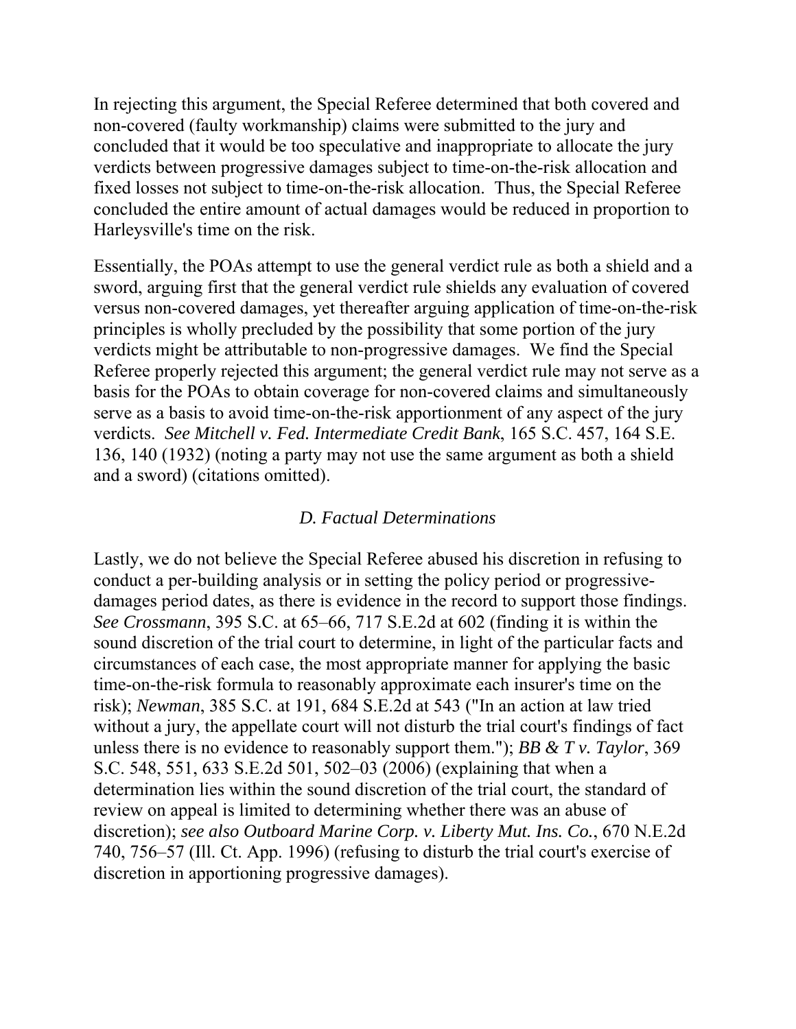In rejecting this argument, the Special Referee determined that both covered and non-covered (faulty workmanship) claims were submitted to the jury and concluded that it would be too speculative and inappropriate to allocate the jury verdicts between progressive damages subject to time-on-the-risk allocation and fixed losses not subject to time-on-the-risk allocation. Thus, the Special Referee concluded the entire amount of actual damages would be reduced in proportion to Harleysville's time on the risk.

Essentially, the POAs attempt to use the general verdict rule as both a shield and a sword, arguing first that the general verdict rule shields any evaluation of covered versus non-covered damages, yet thereafter arguing application of time-on-the-risk principles is wholly precluded by the possibility that some portion of the jury verdicts might be attributable to non-progressive damages. We find the Special Referee properly rejected this argument; the general verdict rule may not serve as a basis for the POAs to obtain coverage for non-covered claims and simultaneously serve as a basis to avoid time-on-the-risk apportionment of any aspect of the jury verdicts. *See Mitchell v. Fed. Intermediate Credit Bank*, 165 S.C. 457, 164 S.E. 136, 140 (1932) (noting a party may not use the same argument as both a shield and a sword) (citations omitted).

### *D. Factual Determinations*

Lastly, we do not believe the Special Referee abused his discretion in refusing to conduct a per-building analysis or in setting the policy period or progressive-damages period dates, as there is evidence in the record to support those findings. *See Crossmann*, 395 S.C. at 65–66, 717 S.E.2d at 602 (finding it is within the sound discretion of the trial court to determine, in light of the particular facts and circumstances of each case, the most appropriate manner for applying the basic time-on-the-risk formula to reasonably approximate each insurer's time on the risk); *Newman*, 385 S.C. at 191, 684 S.E.2d at 543 ("In an action at law tried without a jury, the appellate court will not disturb the trial court's findings of fact unless there is no evidence to reasonably support them."); *BB & T v. Taylor*, 369 S.C. 548, 551, 633 S.E.2d 501, 502–03 (2006) (explaining that when a determination lies within the sound discretion of the trial court, the standard of review on appeal is limited to determining whether there was an abuse of discretion); *see also Outboard Marine Corp. v. Liberty Mut. Ins. Co.*, 670 N.E.2d 740, 756–57 (Ill. Ct. App. 1996) (refusing to disturb the trial court's exercise of discretion in apportioning progressive damages).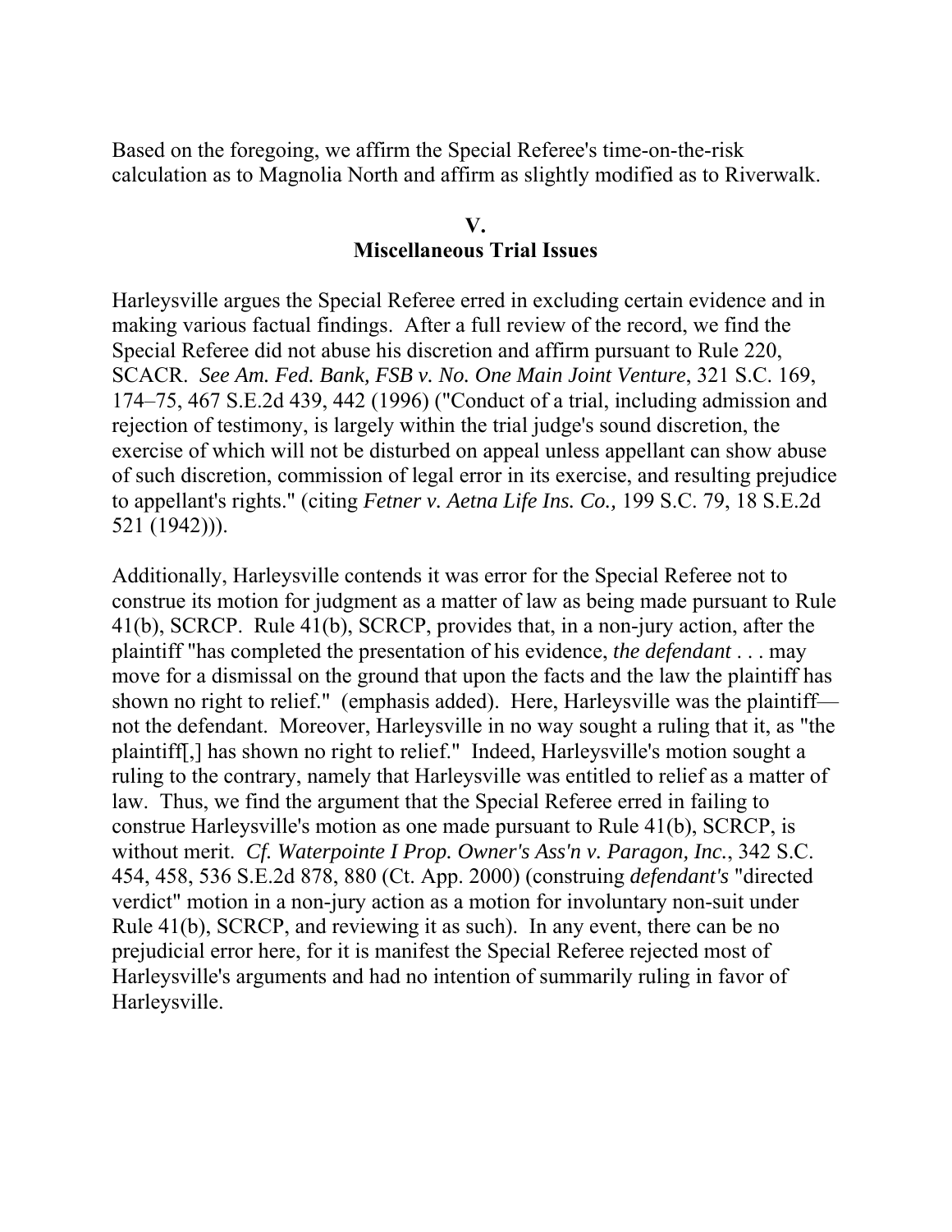Based on the foregoing, we affirm the Special Referee's time-on-the-risk calculation as to Magnolia North and affirm as slightly modified as to Riverwalk.

## V.
## Miscellaneous Trial Issues

Harleysville argues the Special Referee erred in excluding certain evidence and in making various factual findings. After a full review of the record, we find the Special Referee did not abuse his discretion and affirm pursuant to Rule 220, SCACR. *See Am. Fed. Bank, FSB v. No. One Main Joint Venture*, 321 S.C. 169, 174–75, 467 S.E.2d 439, 442 (1996) ("Conduct of a trial, including admission and rejection of testimony, is largely within the trial judge's sound discretion, the exercise of which will not be disturbed on appeal unless appellant can show abuse of such discretion, commission of legal error in its exercise, and resulting prejudice to appellant's rights." (citing *Fetner v. Aetna Life Ins. Co.,* 199 S.C. 79, 18 S.E.2d 521 (1942))).

Additionally, Harleysville contends it was error for the Special Referee not to construe its motion for judgment as a matter of law as being made pursuant to Rule 41(b), SCRCP. Rule 41(b), SCRCP, provides that, in a non-jury action, after the plaintiff "has completed the presentation of his evidence, *the defendant* . . . may move for a dismissal on the ground that upon the facts and the law the plaintiff has shown no right to relief." (emphasis added). Here, Harleysville was the plaintiff—not the defendant. Moreover, Harleysville in no way sought a ruling that it, as "the plaintiff[,] has shown no right to relief." Indeed, Harleysville's motion sought a ruling to the contrary, namely that Harleysville was entitled to relief as a matter of law. Thus, we find the argument that the Special Referee erred in failing to construe Harleysville's motion as one made pursuant to Rule 41(b), SCRCP, is without merit. *Cf. Waterpointe I Prop. Owner's Ass'n v. Paragon, Inc.*, 342 S.C. 454, 458, 536 S.E.2d 878, 880 (Ct. App. 2000) (construing *defendant's* "directed verdict" motion in a non-jury action as a motion for involuntary non-suit under Rule 41(b), SCRCP, and reviewing it as such). In any event, there can be no prejudicial error here, for it is manifest the Special Referee rejected most of Harleysville's arguments and had no intention of summarily ruling in favor of Harleysville.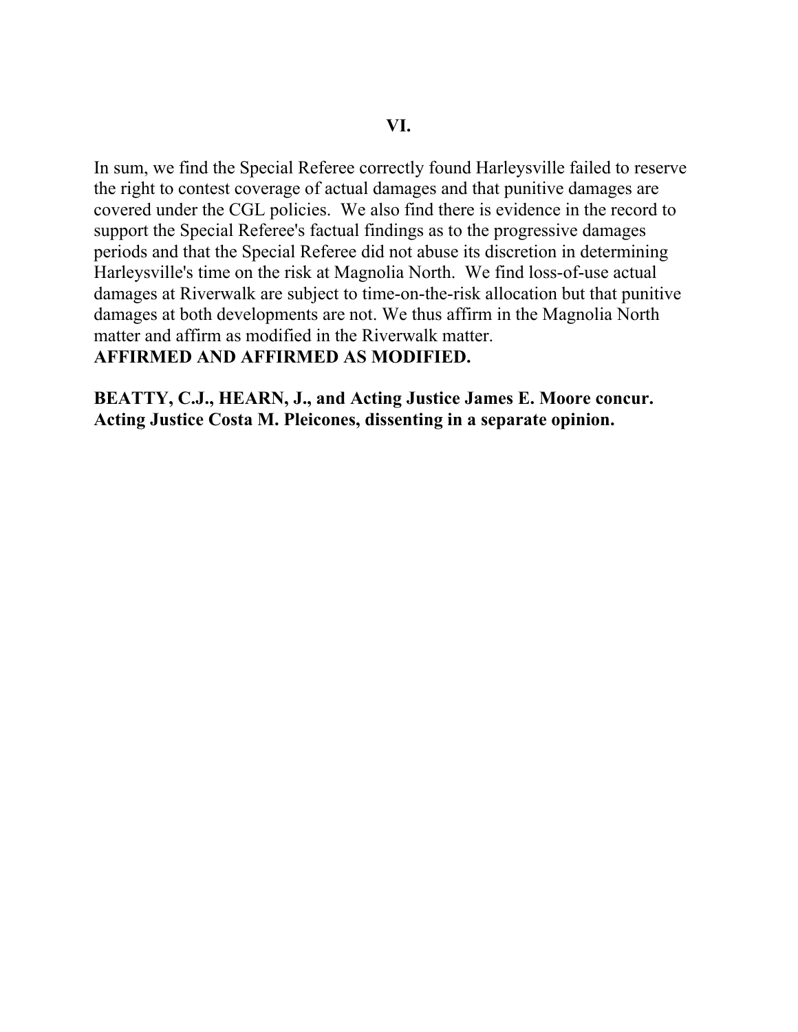## VI.

In sum, we find the Special Referee correctly found Harleysville failed to reserve the right to contest coverage of actual damages and that punitive damages are covered under the CGL policies. We also find there is evidence in the record to support the Special Referee's factual findings as to the progressive damages periods and that the Special Referee did not abuse its discretion in determining Harleysville's time on the risk at Magnolia North. We find loss-of-use actual damages at Riverwalk are subject to time-on-the-risk allocation but that punitive damages at both developments are not. We thus affirm in the Magnolia North matter and affirm as modified in the Riverwalk matter.

**AFFIRMED AND AFFIRMED AS MODIFIED.**

**BEATTY, C.J., HEARN, J., and Acting Justice James E. Moore concur. Acting Justice Costa M. Pleicones, dissenting in a separate opinion.**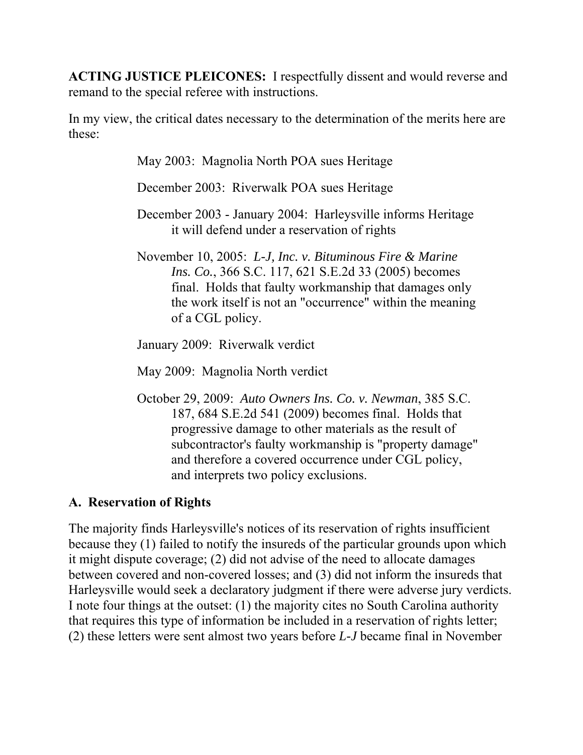**ACTING JUSTICE PLEICONES:** I respectfully dissent and would reverse and remand to the special referee with instructions.

In my view, the critical dates necessary to the determination of the merits here are these:

> May 2003: Magnolia North POA sues Heritage
>
> December 2003: Riverwalk POA sues Heritage
>
> December 2003 - January 2004: Harleysville informs Heritage it will defend under a reservation of rights
>
> November 10, 2005: *L-J, Inc. v. Bituminous Fire & Marine Ins. Co.*, 366 S.C. 117, 621 S.E.2d 33 (2005) becomes final. Holds that faulty workmanship that damages only the work itself is not an "occurrence" within the meaning of a CGL policy.
>
> January 2009: Riverwalk verdict
>
> May 2009: Magnolia North verdict
>
> October 29, 2009: *Auto Owners Ins. Co. v. Newman*, 385 S.C. 187, 684 S.E.2d 541 (2009) becomes final. Holds that progressive damage to other materials as the result of subcontractor's faulty workmanship is "property damage" and therefore a covered occurrence under CGL policy, and interprets two policy exclusions.

## A. Reservation of Rights

The majority finds Harleysville's notices of its reservation of rights insufficient because they (1) failed to notify the insureds of the particular grounds upon which it might dispute coverage; (2) did not advise of the need to allocate damages between covered and non-covered losses; and (3) did not inform the insureds that Harleysville would seek a declaratory judgment if there were adverse jury verdicts. I note four things at the outset: (1) the majority cites no South Carolina authority that requires this type of information be included in a reservation of rights letter; (2) these letters were sent almost two years before *L-J* became final in November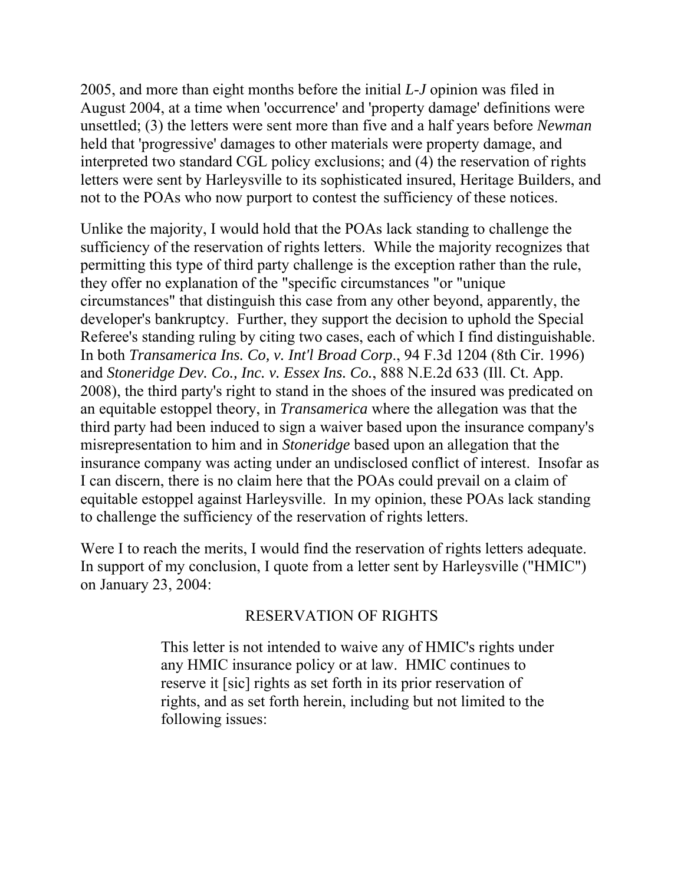2005, and more than eight months before the initial *L-J* opinion was filed in August 2004, at a time when 'occurrence' and 'property damage' definitions were unsettled; (3) the letters were sent more than five and a half years before *Newman* held that 'progressive' damages to other materials were property damage, and interpreted two standard CGL policy exclusions; and (4) the reservation of rights letters were sent by Harleysville to its sophisticated insured, Heritage Builders, and not to the POAs who now purport to contest the sufficiency of these notices.

Unlike the majority, I would hold that the POAs lack standing to challenge the sufficiency of the reservation of rights letters. While the majority recognizes that permitting this type of third party challenge is the exception rather than the rule, they offer no explanation of the "specific circumstances "or "unique circumstances" that distinguish this case from any other beyond, apparently, the developer's bankruptcy. Further, they support the decision to uphold the Special Referee's standing ruling by citing two cases, each of which I find distinguishable. In both *Transamerica Ins. Co, v. Int'l Broad Corp*., 94 F.3d 1204 (8th Cir. 1996) and *Stoneridge Dev. Co., Inc. v. Essex Ins. Co.*, 888 N.E.2d 633 (Ill. Ct. App. 2008), the third party's right to stand in the shoes of the insured was predicated on an equitable estoppel theory, in *Transamerica* where the allegation was that the third party had been induced to sign a waiver based upon the insurance company's misrepresentation to him and in *Stoneridge* based upon an allegation that the insurance company was acting under an undisclosed conflict of interest. Insofar as I can discern, there is no claim here that the POAs could prevail on a claim of equitable estoppel against Harleysville. In my opinion, these POAs lack standing to challenge the sufficiency of the reservation of rights letters.

Were I to reach the merits, I would find the reservation of rights letters adequate. In support of my conclusion, I quote from a letter sent by Harleysville ("HMIC") on January 23, 2004:

> RESERVATION OF RIGHTS
>
> This letter is not intended to waive any of HMIC's rights under any HMIC insurance policy or at law. HMIC continues to reserve it [sic] rights as set forth in its prior reservation of rights, and as set forth herein, including but not limited to the following issues: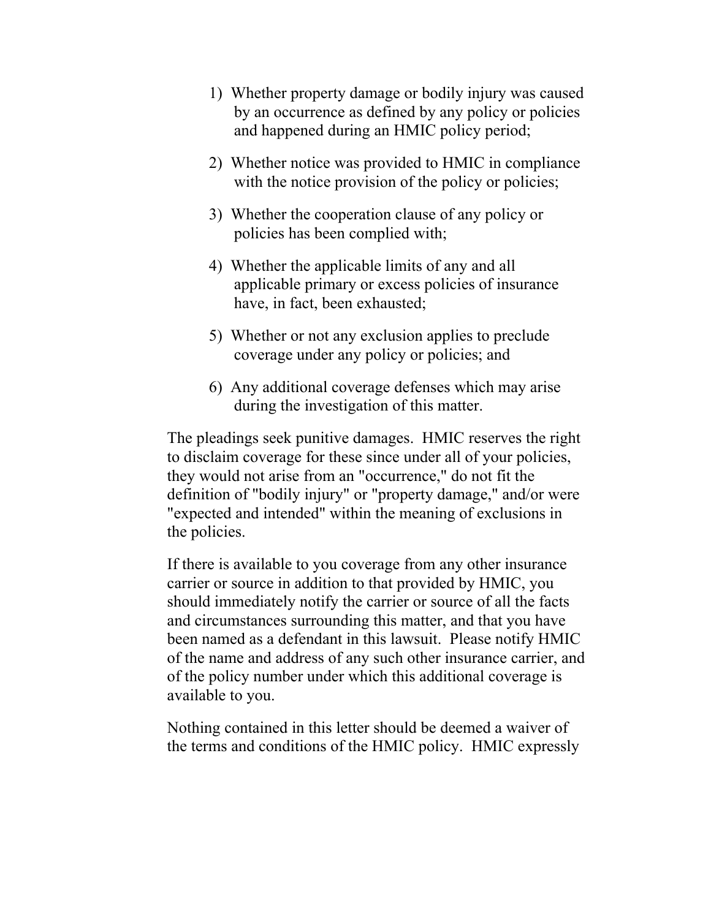1) Whether property damage or bodily injury was caused by an occurrence as defined by any policy or policies and happened during an HMIC policy period;

2) Whether notice was provided to HMIC in compliance with the notice provision of the policy or policies;

3) Whether the cooperation clause of any policy or policies has been complied with;

4) Whether the applicable limits of any and all applicable primary or excess policies of insurance have, in fact, been exhausted;

5) Whether or not any exclusion applies to preclude coverage under any policy or policies; and

6) Any additional coverage defenses which may arise during the investigation of this matter.

The pleadings seek punitive damages. HMIC reserves the right to disclaim coverage for these since under all of your policies, they would not arise from an "occurrence," do not fit the definition of "bodily injury" or "property damage," and/or were "expected and intended" within the meaning of exclusions in the policies.

If there is available to you coverage from any other insurance carrier or source in addition to that provided by HMIC, you should immediately notify the carrier or source of all the facts and circumstances surrounding this matter, and that you have been named as a defendant in this lawsuit. Please notify HMIC of the name and address of any such other insurance carrier, and of the policy number under which this additional coverage is available to you.

Nothing contained in this letter should be deemed a waiver of the terms and conditions of the HMIC policy. HMIC expressly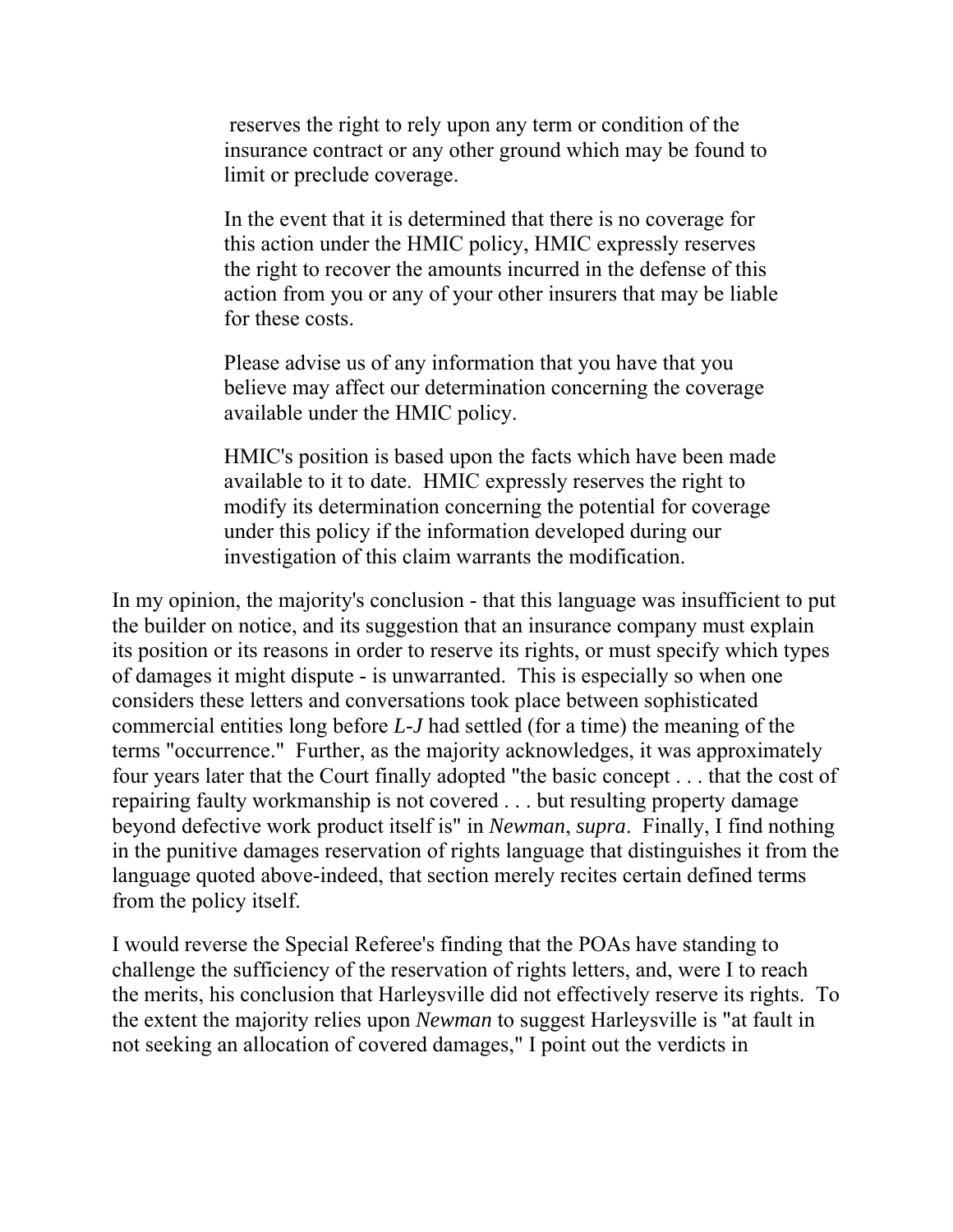> reserves the right to rely upon any term or condition of the insurance contract or any other ground which may be found to limit or preclude coverage.
>
> In the event that it is determined that there is no coverage for this action under the HMIC policy, HMIC expressly reserves the right to recover the amounts incurred in the defense of this action from you or any of your other insurers that may be liable for these costs.
>
> Please advise us of any information that you have that you believe may affect our determination concerning the coverage available under the HMIC policy.
>
> HMIC's position is based upon the facts which have been made available to it to date. HMIC expressly reserves the right to modify its determination concerning the potential for coverage under this policy if the information developed during our investigation of this claim warrants the modification.

In my opinion, the majority's conclusion - that this language was insufficient to put the builder on notice, and its suggestion that an insurance company must explain its position or its reasons in order to reserve its rights, or must specify which types of damages it might dispute - is unwarranted. This is especially so when one considers these letters and conversations took place between sophisticated commercial entities long before *L-J* had settled (for a time) the meaning of the terms "occurrence." Further, as the majority acknowledges, it was approximately four years later that the Court finally adopted "the basic concept . . . that the cost of repairing faulty workmanship is not covered . . . but resulting property damage beyond defective work product itself is" in *Newman*, *supra*. Finally, I find nothing in the punitive damages reservation of rights language that distinguishes it from the language quoted above-indeed, that section merely recites certain defined terms from the policy itself.

I would reverse the Special Referee's finding that the POAs have standing to challenge the sufficiency of the reservation of rights letters, and, were I to reach the merits, his conclusion that Harleysville did not effectively reserve its rights. To the extent the majority relies upon *Newman* to suggest Harleysville is "at fault in not seeking an allocation of covered damages," I point out the verdicts in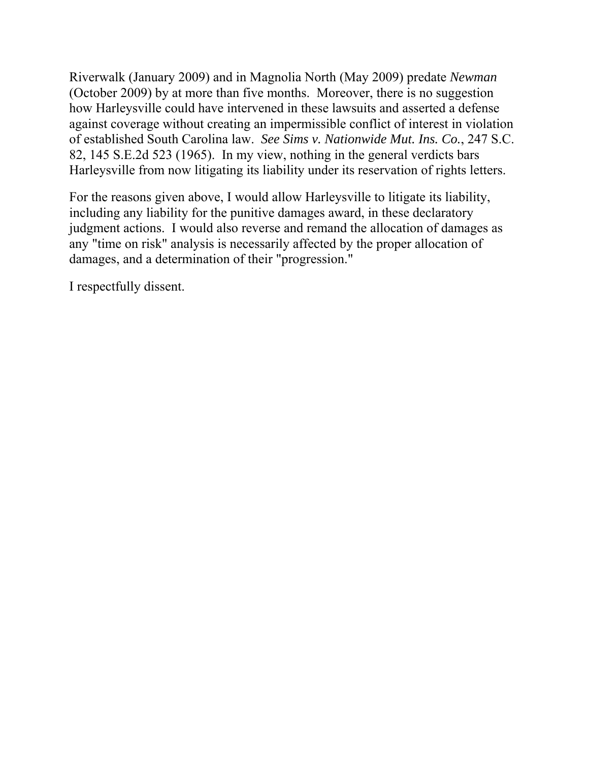Riverwalk (January 2009) and in Magnolia North (May 2009) predate *Newman* (October 2009) by at more than five months. Moreover, there is no suggestion how Harleysville could have intervened in these lawsuits and asserted a defense against coverage without creating an impermissible conflict of interest in violation of established South Carolina law. *See Sims v. Nationwide Mut. Ins. Co.*, 247 S.C. 82, 145 S.E.2d 523 (1965). In my view, nothing in the general verdicts bars Harleysville from now litigating its liability under its reservation of rights letters.

For the reasons given above, I would allow Harleysville to litigate its liability, including any liability for the punitive damages award, in these declaratory judgment actions. I would also reverse and remand the allocation of damages as any "time on risk" analysis is necessarily affected by the proper allocation of damages, and a determination of their "progression."

I respectfully dissent.